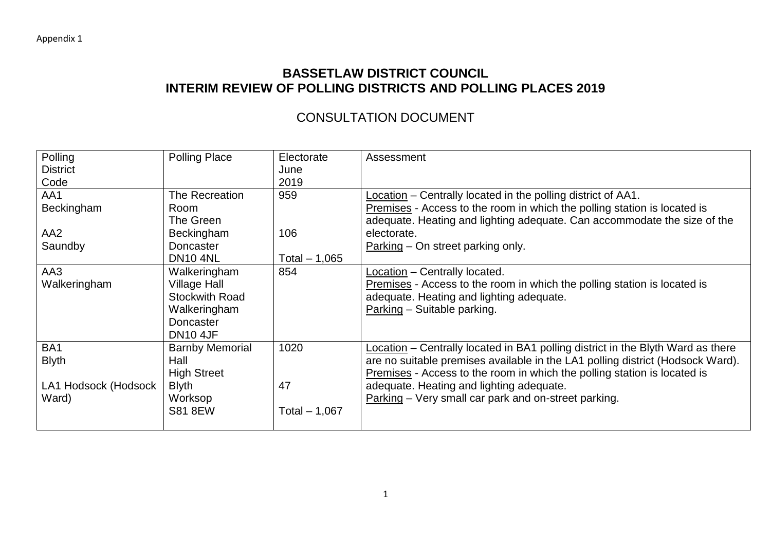Appendix 1

# BASSETLAW DISTRICT COUNCIL
# INTERIM REVIEW OF POLLING DISTRICTS AND POLLING PLACES 2019

## CONSULTATION DOCUMENT

| Polling District Code | Polling Place | Electorate June 2019 | Assessment |
|---|---|---|---|
| AA1 Beckingham<br><br>AA2 Saundby | The Recreation Room<br>The Green<br>Beckingham<br>Doncaster<br>DN10 4NL | 959<br><br>106<br><br>Total – 1,065 | <u>Location</u> – Centrally located in the polling district of AA1.<br><u>Premises</u> - Access to the room in which the polling station is located is adequate. Heating and lighting adequate. Can accommodate the size of the electorate.<br><u>Parking</u> – On street parking only. |
| AA3 Walkeringham | Walkeringham Village Hall<br>Stockwith Road<br>Walkeringham<br>Doncaster<br>DN10 4JF | 854 | <u>Location</u> – Centrally located.<br><u>Premises</u> - Access to the room in which the polling station is located is adequate. Heating and lighting adequate.<br><u>Parking</u> – Suitable parking. |
| BA1 Blyth<br><br>LA1 Hodsock (Hodsock Ward) | Barnby Memorial Hall<br>High Street<br>Blyth<br>Worksop<br>S81 8EW | 1020<br><br>47<br><br>Total – 1,067 | <u>Location</u> – Centrally located in BA1 polling district in the Blyth Ward as there are no suitable premises available in the LA1 polling district (Hodsock Ward).<br><u>Premises</u> - Access to the room in which the polling station is located is adequate. Heating and lighting adequate.<br><u>Parking</u> – Very small car park and on-street parking. |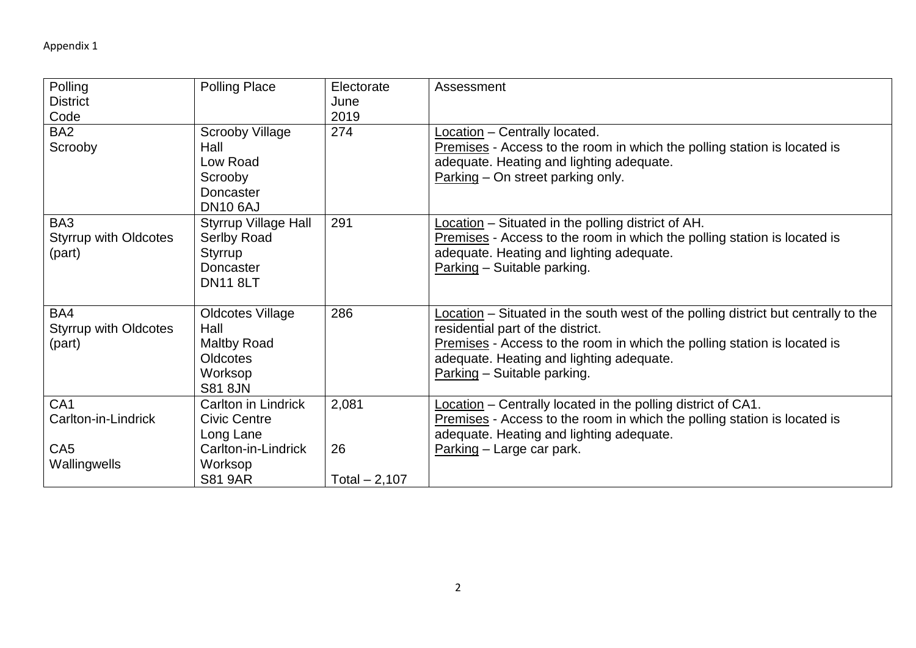Appendix 1

| Polling District Code | Polling Place | Electorate June 2019 | Assessment |
|---|---|---|---|
| BA2<br>Scrooby | Scrooby Village Hall<br>Low Road<br>Scrooby<br>Doncaster<br>DN10 6AJ | 274 | Location – Centrally located.<br>Premises - Access to the room in which the polling station is located is adequate. Heating and lighting adequate.<br>Parking – On street parking only. |
| BA3<br>Styrrup with Oldcotes (part) | Styrrup Village Hall<br>Serlby Road<br>Styrrup<br>Doncaster<br>DN11 8LT | 291 | Location – Situated in the polling district of AH.<br>Premises - Access to the room in which the polling station is located is adequate. Heating and lighting adequate.<br>Parking – Suitable parking. |
| BA4<br>Styrrup with Oldcotes (part) | Oldcotes Village Hall<br>Maltby Road<br>Oldcotes<br>Worksop<br>S81 8JN | 286 | Location – Situated in the south west of the polling district but centrally to the residential part of the district.<br>Premises - Access to the room in which the polling station is located is adequate. Heating and lighting adequate.<br>Parking – Suitable parking. |
| CA1<br>Carlton-in-Lindrick<br><br>CA5<br>Wallingwells | Carlton in Lindrick Civic Centre<br>Long Lane<br>Carlton-in-Lindrick<br>Worksop<br>S81 9AR | 2,081<br><br>26<br><br>Total – 2,107 | Location – Centrally located in the polling district of CA1.<br>Premises - Access to the room in which the polling station is located is adequate. Heating and lighting adequate.<br>Parking – Large car park. |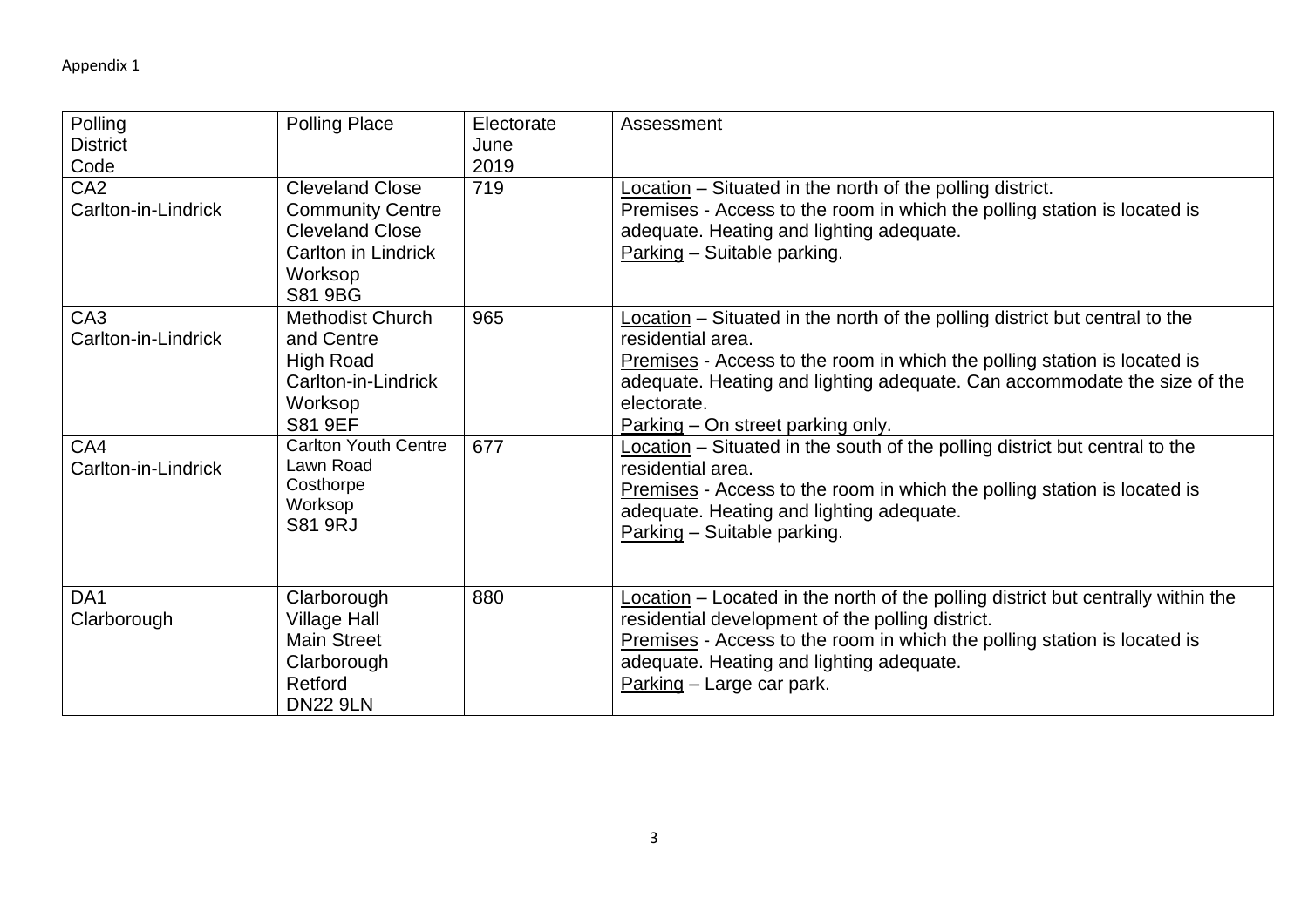Appendix 1

| Polling District Code | Polling Place | Electorate June 2019 | Assessment |
|---|---|---|---|
| CA2 Carlton-in-Lindrick | Cleveland Close Community Centre Cleveland Close Carlton in Lindrick Worksop S81 9BG | 719 | Location – Situated in the north of the polling district. Premises - Access to the room in which the polling station is located is adequate. Heating and lighting adequate. Parking – Suitable parking. |
| CA3 Carlton-in-Lindrick | Methodist Church and Centre High Road Carlton-in-Lindrick Worksop S81 9EF | 965 | Location – Situated in the north of the polling district but central to the residential area. Premises - Access to the room in which the polling station is located is adequate. Heating and lighting adequate. Can accommodate the size of the electorate. Parking – On street parking only. |
| CA4 Carlton-in-Lindrick | Carlton Youth Centre Lawn Road Costhorpe Worksop S81 9RJ | 677 | Location – Situated in the south of the polling district but central to the residential area. Premises - Access to the room in which the polling station is located is adequate. Heating and lighting adequate. Parking – Suitable parking. |
| DA1 Clarborough | Clarborough Village Hall Main Street Clarborough Retford DN22 9LN | 880 | Location – Located in the north of the polling district but centrally within the residential development of the polling district. Premises - Access to the room in which the polling station is located is adequate. Heating and lighting adequate. Parking – Large car park. |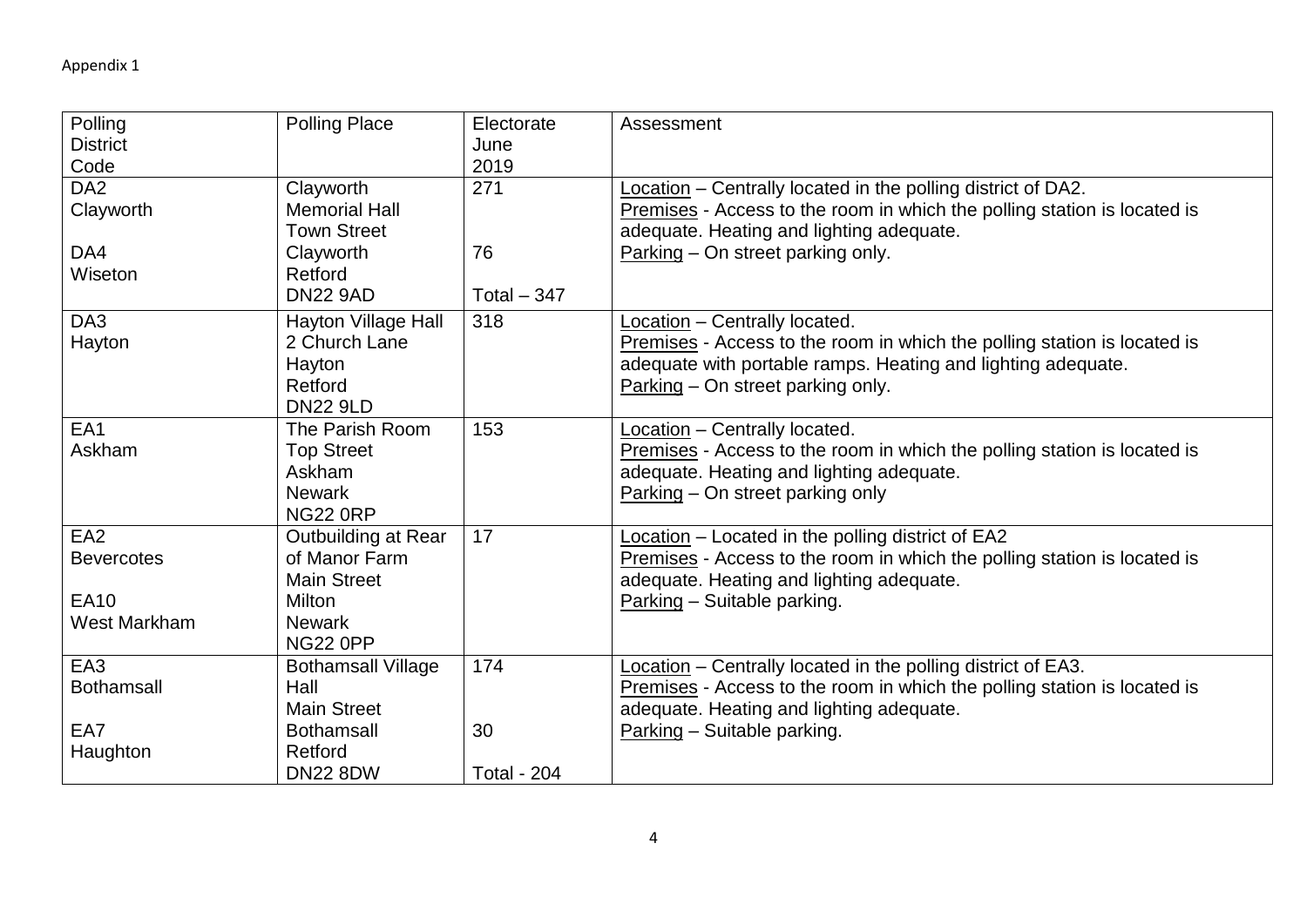Appendix 1

| Polling District Code | Polling Place | Electorate June 2019 | Assessment |
|---|---|---|---|
| DA2 Clayworth<br><br>DA4 Wiseton | Clayworth Memorial Hall<br>Town Street<br>Clayworth<br>Retford<br>DN22 9AD | 271<br><br>76<br><br>Total – 347 | Location – Centrally located in the polling district of DA2.<br>Premises - Access to the room in which the polling station is located is adequate. Heating and lighting adequate.<br>Parking – On street parking only. |
| DA3 Hayton | Hayton Village Hall<br>2 Church Lane<br>Hayton<br>Retford<br>DN22 9LD | 318 | Location – Centrally located.<br>Premises - Access to the room in which the polling station is located is adequate with portable ramps. Heating and lighting adequate.<br>Parking – On street parking only. |
| EA1 Askham | The Parish Room<br>Top Street<br>Askham<br>Newark<br>NG22 0RP | 153 | Location – Centrally located.<br>Premises - Access to the room in which the polling station is located is adequate. Heating and lighting adequate.<br>Parking – On street parking only |
| EA2 Bevercotes<br><br>EA10 West Markham | Outbuilding at Rear of Manor Farm<br>Main Street<br>Milton<br>Newark<br>NG22 0PP | 17 | Location – Located in the polling district of EA2<br>Premises - Access to the room in which the polling station is located is adequate. Heating and lighting adequate.<br>Parking – Suitable parking. |
| EA3 Bothamsall<br><br>EA7 Haughton | Bothamsall Village Hall<br>Main Street<br>Bothamsall<br>Retford<br>DN22 8DW | 174<br><br>30<br><br>Total - 204 | Location – Centrally located in the polling district of EA3.<br>Premises - Access to the room in which the polling station is located is adequate. Heating and lighting adequate.<br>Parking – Suitable parking. |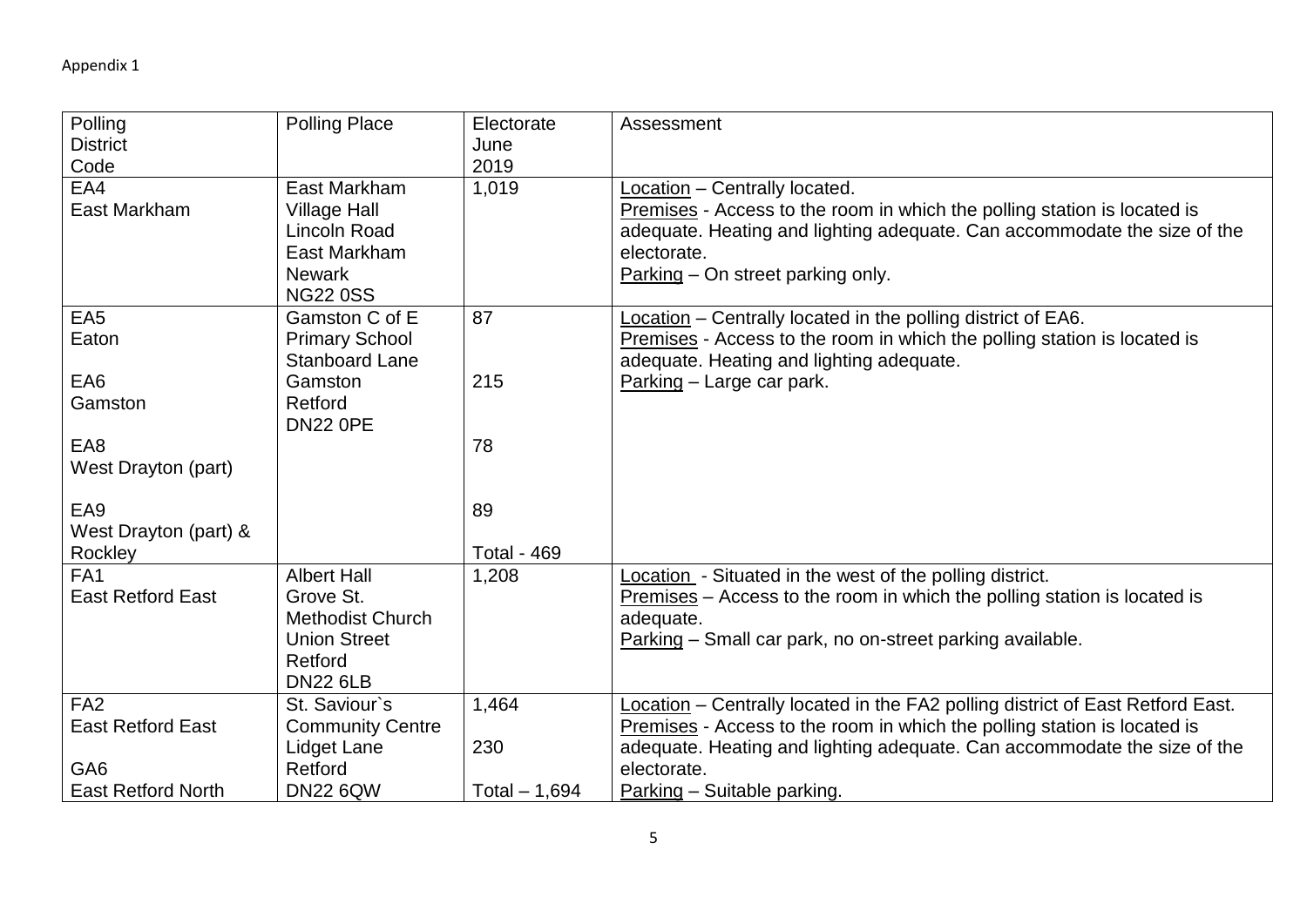Appendix 1

| Polling District Code | Polling Place | Electorate June 2019 | Assessment |
|---|---|---|---|
| EA4<br>East Markham | East Markham Village Hall<br>Lincoln Road<br>East Markham<br>Newark<br>NG22 0SS | 1,019 | Location – Centrally located.<br>Premises - Access to the room in which the polling station is located is adequate. Heating and lighting adequate. Can accommodate the size of the electorate.<br>Parking – On street parking only. |
| EA5<br>Eaton<br><br>EA6<br>Gamston<br><br>EA8<br>West Drayton (part)<br><br>EA9<br>West Drayton (part) & Rockley | Gamston C of E Primary School<br>Stanboard Lane<br>Gamston<br>Retford<br>DN22 0PE | 87<br><br>215<br><br>78<br><br>89<br><br>Total - 469 | Location – Centrally located in the polling district of EA6.<br>Premises - Access to the room in which the polling station is located is adequate. Heating and lighting adequate.<br>Parking – Large car park. |
| FA1<br>East Retford East | Albert Hall<br>Grove St.<br>Methodist Church<br>Union Street<br>Retford<br>DN22 6LB | 1,208 | Location - Situated in the west of the polling district.<br>Premises – Access to the room in which the polling station is located is adequate.<br>Parking – Small car park, no on-street parking available. |
| FA2<br>East Retford East<br><br>GA6<br>East Retford North | St. Saviour`s Community Centre<br>Lidget Lane<br>Retford<br>DN22 6QW | 1,464<br><br>230<br><br>Total – 1,694 | Location – Centrally located in the FA2 polling district of East Retford East.<br>Premises - Access to the room in which the polling station is located is adequate. Heating and lighting adequate. Can accommodate the size of the electorate.<br>Parking – Suitable parking. |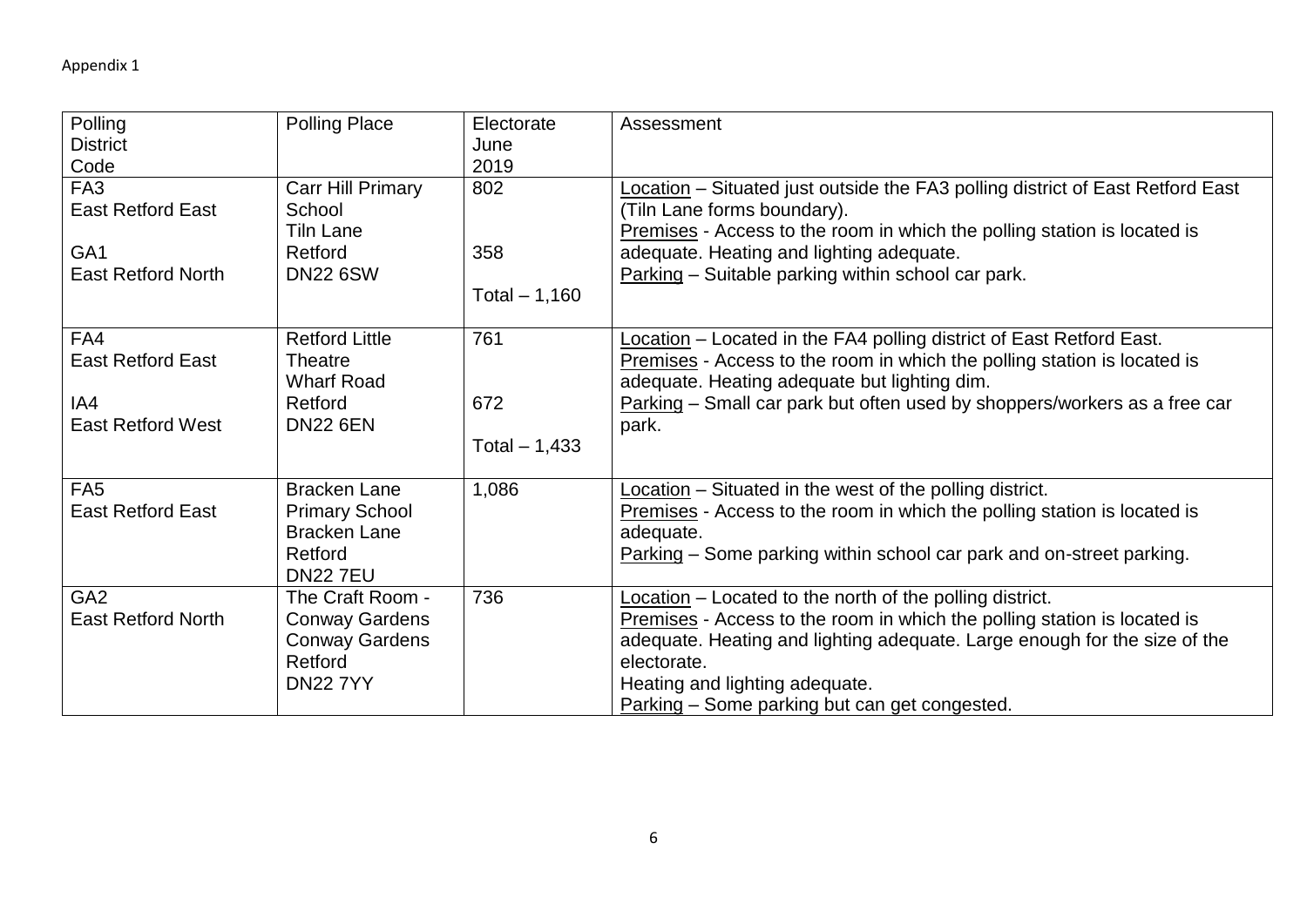Appendix 1

| Polling District Code | Polling Place | Electorate June 2019 | Assessment |
|---|---|---|---|
| FA3 East Retford East<br><br>GA1 East Retford North | Carr Hill Primary School<br>Tiln Lane<br>Retford<br>DN22 6SW | 802<br><br>358<br><br>Total – 1,160 | Location – Situated just outside the FA3 polling district of East Retford East (Tiln Lane forms boundary).<br>Premises - Access to the room in which the polling station is located is adequate. Heating and lighting adequate.<br>Parking – Suitable parking within school car park. |
| FA4 East Retford East<br><br>IA4 East Retford West | Retford Little Theatre<br>Wharf Road<br>Retford<br>DN22 6EN | 761<br><br>672<br><br>Total – 1,433 | Location – Located in the FA4 polling district of East Retford East.<br>Premises - Access to the room in which the polling station is located is adequate. Heating adequate but lighting dim.<br>Parking – Small car park but often used by shoppers/workers as a free car park. |
| FA5 East Retford East | Bracken Lane Primary School<br>Bracken Lane<br>Retford<br>DN22 7EU | 1,086 | Location – Situated in the west of the polling district.<br>Premises - Access to the room in which the polling station is located is adequate.<br>Parking – Some parking within school car park and on-street parking. |
| GA2 East Retford North | The Craft Room - Conway Gardens<br>Conway Gardens<br>Retford<br>DN22 7YY | 736 | Location – Located to the north of the polling district.<br>Premises - Access to the room in which the polling station is located is adequate. Heating and lighting adequate. Large enough for the size of the electorate.<br>Heating and lighting adequate.<br>Parking – Some parking but can get congested. |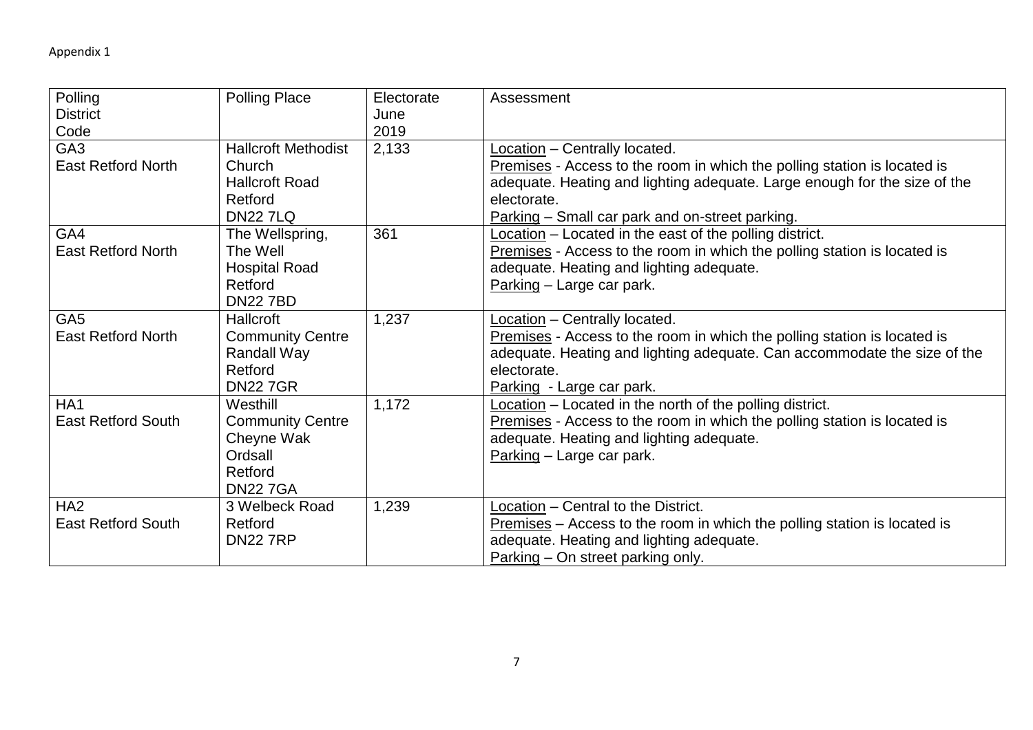Appendix 1

| Polling District Code | Polling Place | Electorate June 2019 | Assessment |
|---|---|---|---|
| GA3<br>East Retford North | Hallcroft Methodist Church<br>Hallcroft Road<br>Retford<br>DN22 7LQ | 2,133 | Location – Centrally located.<br>Premises - Access to the room in which the polling station is located is adequate. Heating and lighting adequate. Large enough for the size of the electorate.<br>Parking – Small car park and on-street parking. |
| GA4<br>East Retford North | The Wellspring,<br>The Well<br>Hospital Road<br>Retford<br>DN22 7BD | 361 | Location – Located in the east of the polling district.<br>Premises - Access to the room in which the polling station is located is adequate. Heating and lighting adequate.<br>Parking – Large car park. |
| GA5<br>East Retford North | Hallcroft Community Centre<br>Randall Way<br>Retford<br>DN22 7GR | 1,237 | Location – Centrally located.<br>Premises - Access to the room in which the polling station is located is adequate. Heating and lighting adequate. Can accommodate the size of the electorate.<br>Parking - Large car park. |
| HA1<br>East Retford South | Westhill Community Centre<br>Cheyne Wak<br>Ordsall<br>Retford<br>DN22 7GA | 1,172 | Location – Located in the north of the polling district.<br>Premises - Access to the room in which the polling station is located is adequate. Heating and lighting adequate.<br>Parking – Large car park. |
| HA2<br>East Retford South | 3 Welbeck Road<br>Retford<br>DN22 7RP | 1,239 | Location – Central to the District.<br>Premises – Access to the room in which the polling station is located is adequate. Heating and lighting adequate.<br>Parking – On street parking only. |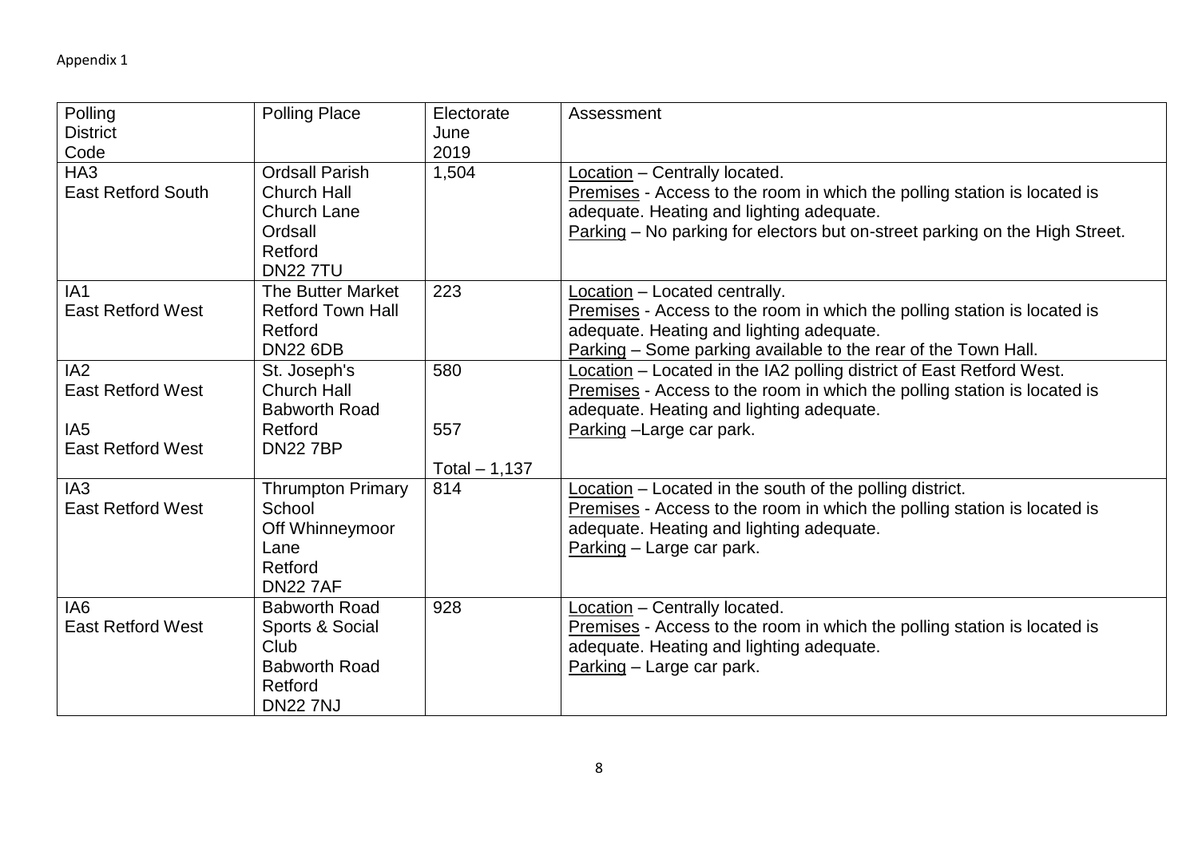Appendix 1

| Polling District Code | Polling Place | Electorate June 2019 | Assessment |
|---|---|---|---|
| HA3<br>East Retford South | Ordsall Parish Church Hall<br>Church Lane<br>Ordsall<br>Retford<br>DN22 7TU | 1,504 | Location – Centrally located.<br>Premises - Access to the room in which the polling station is located is adequate. Heating and lighting adequate.<br>Parking – No parking for electors but on-street parking on the High Street. |
| IA1<br>East Retford West | The Butter Market<br>Retford Town Hall<br>Retford<br>DN22 6DB | 223 | Location – Located centrally.<br>Premises - Access to the room in which the polling station is located is adequate. Heating and lighting adequate.<br>Parking – Some parking available to the rear of the Town Hall. |
| IA2<br>East Retford West<br><br>IA5<br>East Retford West | St. Joseph's Church Hall<br>Babworth Road<br>Retford<br>DN22 7BP | 580<br><br>557<br><br>Total – 1,137 | Location – Located in the IA2 polling district of East Retford West.<br>Premises - Access to the room in which the polling station is located is adequate. Heating and lighting adequate.<br>Parking –Large car park. |
| IA3<br>East Retford West | Thrumpton Primary School<br>Off Whinneymoor Lane<br>Retford<br>DN22 7AF | 814 | Location – Located in the south of the polling district.<br>Premises - Access to the room in which the polling station is located is adequate. Heating and lighting adequate.<br>Parking – Large car park. |
| IA6<br>East Retford West | Babworth Road Sports & Social Club<br>Babworth Road<br>Retford<br>DN22 7NJ | 928 | Location – Centrally located.<br>Premises - Access to the room in which the polling station is located is adequate. Heating and lighting adequate.<br>Parking – Large car park. |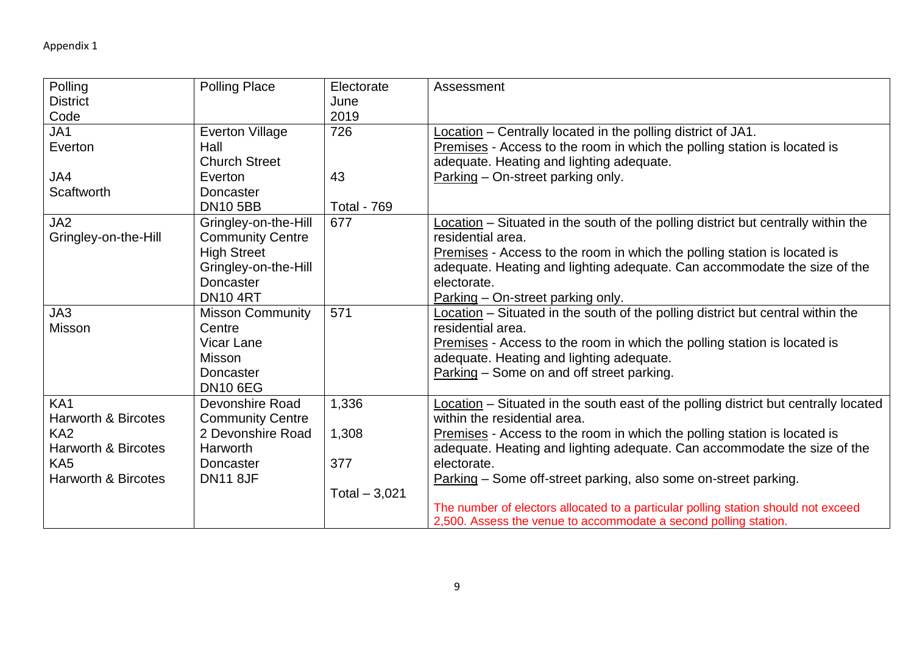Appendix 1

| Polling District Code | Polling Place | Electorate June 2019 | Assessment |
|---|---|---|---|
| JA1 Everton<br><br>JA4 Scaftworth | Everton Village Hall<br>Church Street<br>Everton<br>Doncaster<br>DN10 5BB | 726<br><br><br>43<br><br>Total - 769 | Location – Centrally located in the polling district of JA1.<br>Premises - Access to the room in which the polling station is located is adequate. Heating and lighting adequate.<br>Parking – On-street parking only. |
| JA2 Gringley-on-the-Hill | Gringley-on-the-Hill Community Centre<br>High Street<br>Gringley-on-the-Hill<br>Doncaster<br>DN10 4RT | 677 | Location – Situated in the south of the polling district but centrally within the residential area.<br>Premises - Access to the room in which the polling station is located is adequate. Heating and lighting adequate. Can accommodate the size of the electorate.<br>Parking – On-street parking only. |
| JA3 Misson | Misson Community Centre<br>Vicar Lane<br>Misson<br>Doncaster<br>DN10 6EG | 571 | Location – Situated in the south of the polling district but central within the residential area.<br>Premises - Access to the room in which the polling station is located is adequate. Heating and lighting adequate.<br>Parking – Some on and off street parking. |
| KA1 Harworth & Bircotes<br>KA2 Harworth & Bircotes<br>KA5 Harworth & Bircotes | Devonshire Road Community Centre<br>2 Devonshire Road<br>Harworth<br>Doncaster<br>DN11 8JF | 1,336<br><br>1,308<br><br>377<br><br>Total – 3,021 | Location – Situated in the south east of the polling district but centrally located within the residential area.<br>Premises - Access to the room in which the polling station is located is adequate. Heating and lighting adequate. Can accommodate the size of the electorate.<br>Parking – Some off-street parking, also some on-street parking.<br><br>The number of electors allocated to a particular polling station should not exceed 2,500. Assess the venue to accommodate a second polling station. |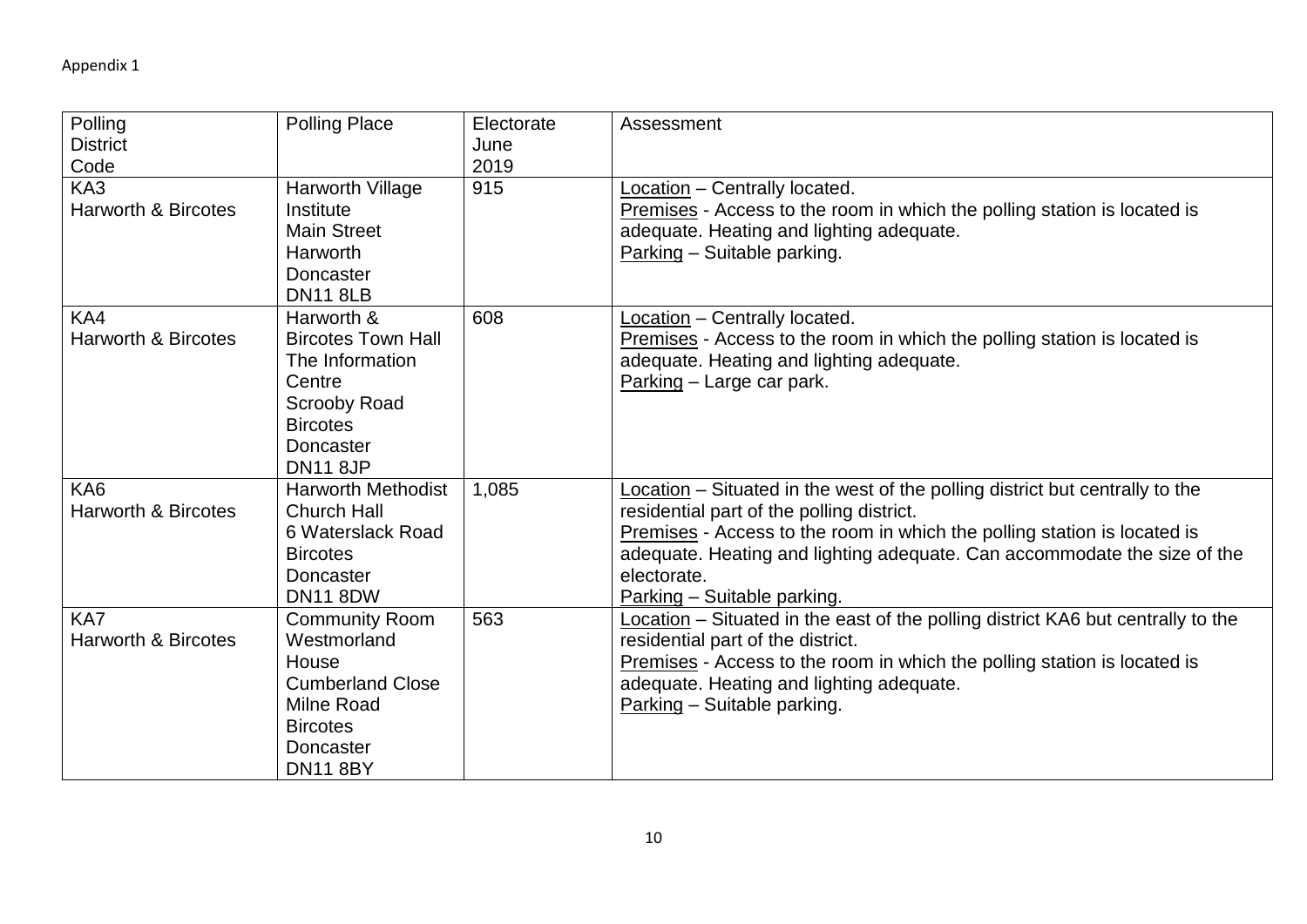Appendix 1

| Polling District Code | Polling Place | Electorate June 2019 | Assessment |
|---|---|---|---|
| KA3<br>Harworth & Bircotes | Harworth Village Institute<br>Main Street<br>Harworth<br>Doncaster<br>DN11 8LB | 915 | Location – Centrally located.<br>Premises - Access to the room in which the polling station is located is adequate. Heating and lighting adequate.<br>Parking – Suitable parking. |
| KA4<br>Harworth & Bircotes | Harworth & Bircotes Town Hall<br>The Information Centre<br>Scrooby Road<br>Bircotes<br>Doncaster<br>DN11 8JP | 608 | Location – Centrally located.<br>Premises - Access to the room in which the polling station is located is adequate. Heating and lighting adequate.<br>Parking – Large car park. |
| KA6<br>Harworth & Bircotes | Harworth Methodist Church Hall<br>6 Waterslack Road<br>Bircotes<br>Doncaster<br>DN11 8DW | 1,085 | Location – Situated in the west of the polling district but centrally to the residential part of the polling district.<br>Premises - Access to the room in which the polling station is located is adequate. Heating and lighting adequate. Can accommodate the size of the electorate.<br>Parking – Suitable parking. |
| KA7<br>Harworth & Bircotes | Community Room<br>Westmorland House<br>Cumberland Close<br>Milne Road<br>Bircotes<br>Doncaster<br>DN11 8BY | 563 | Location – Situated in the east of the polling district KA6 but centrally to the residential part of the district.<br>Premises - Access to the room in which the polling station is located is adequate. Heating and lighting adequate.<br>Parking – Suitable parking. |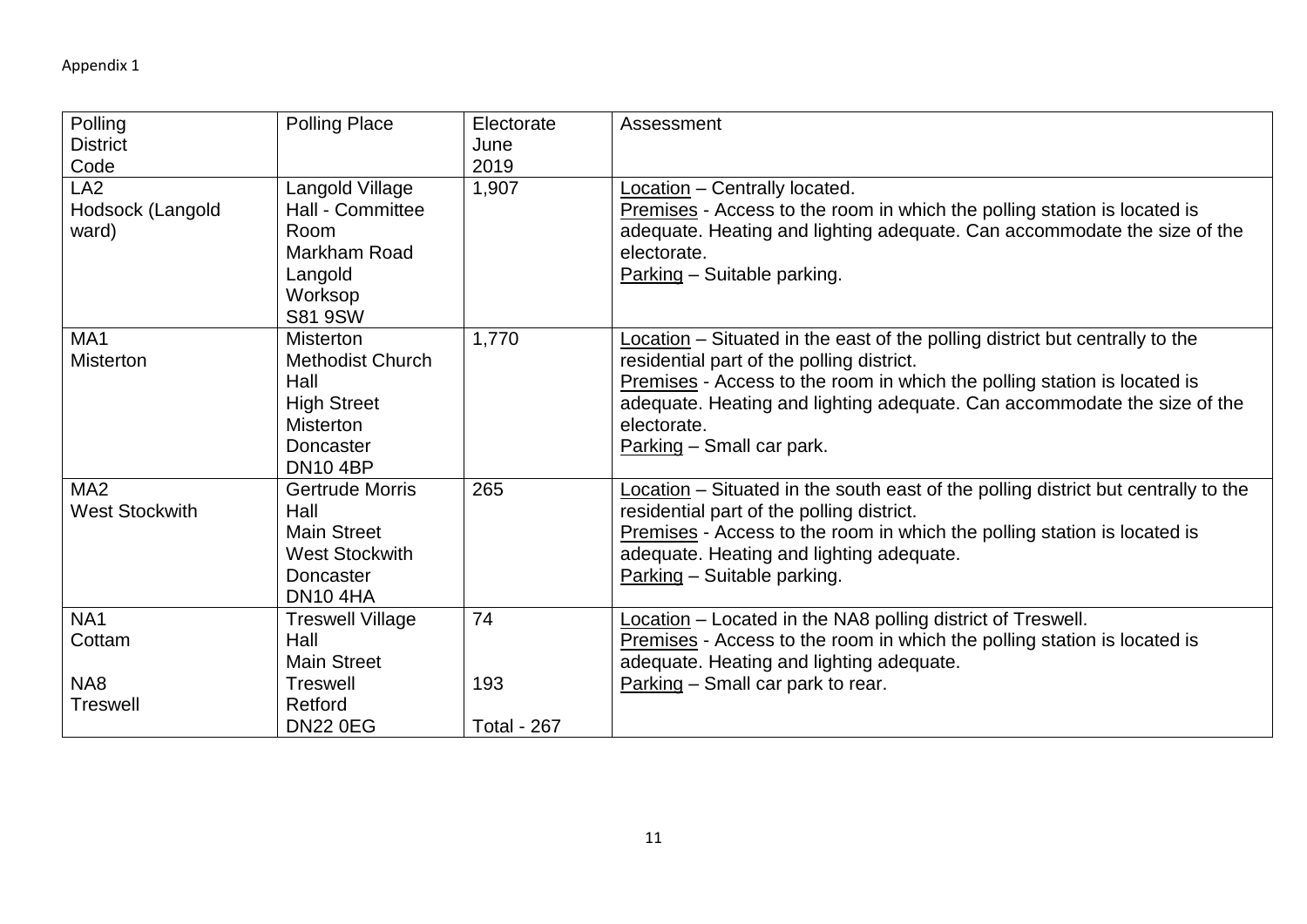Appendix 1

| Polling District Code | Polling Place | Electorate June 2019 | Assessment |
|---|---|---|---|
| LA2<br>Hodsock (Langold ward) | Langold Village Hall - Committee Room<br>Markham Road<br>Langold<br>Worksop<br>S81 9SW | 1,907 | Location – Centrally located.<br>Premises - Access to the room in which the polling station is located is adequate. Heating and lighting adequate. Can accommodate the size of the electorate.<br>Parking – Suitable parking. |
| MA1<br>Misterton | Misterton Methodist Church Hall<br>High Street<br>Misterton<br>Doncaster<br>DN10 4BP | 1,770 | Location – Situated in the east of the polling district but centrally to the residential part of the polling district.<br>Premises - Access to the room in which the polling station is located is adequate. Heating and lighting adequate. Can accommodate the size of the electorate.<br>Parking – Small car park. |
| MA2<br>West Stockwith | Gertrude Morris Hall<br>Main Street<br>West Stockwith<br>Doncaster<br>DN10 4HA | 265 | Location – Situated in the south east of the polling district but centrally to the residential part of the polling district.<br>Premises - Access to the room in which the polling station is located is adequate. Heating and lighting adequate.<br>Parking – Suitable parking. |
| NA1<br>Cottam<br><br>NA8<br>Treswell | Treswell Village Hall<br>Main Street<br>Treswell<br>Retford<br>DN22 0EG | 74<br><br>193<br><br>Total - 267 | Location – Located in the NA8 polling district of Treswell.<br>Premises - Access to the room in which the polling station is located is adequate. Heating and lighting adequate.<br>Parking – Small car park to rear. |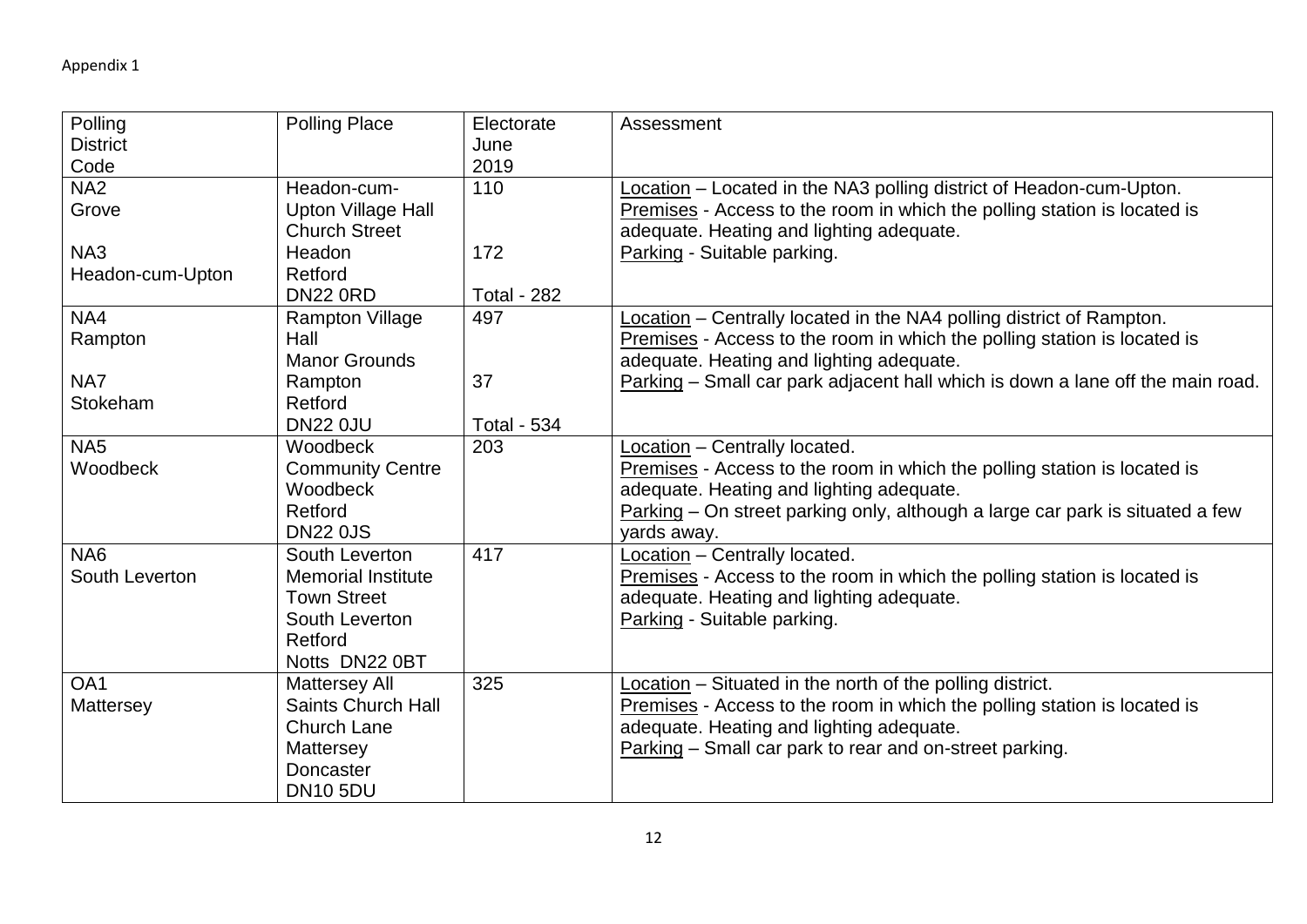Appendix 1

| Polling District Code | Polling Place | Electorate June 2019 | Assessment |
|---|---|---|---|
| NA2 Grove<br><br>NA3 Headon-cum-Upton | Headon-cum-Upton Village Hall<br>Church Street<br>Headon<br>Retford<br>DN22 0RD | 110<br><br>172<br><br>Total - 282 | <u>Location</u> – Located in the NA3 polling district of Headon-cum-Upton.<br><u>Premises</u> - Access to the room in which the polling station is located is adequate. Heating and lighting adequate.<br><u>Parking</u> - Suitable parking. |
| NA4 Rampton<br><br>NA7 Stokeham | Rampton Village Hall<br>Manor Grounds<br>Rampton<br>Retford<br>DN22 0JU | 497<br><br>37<br><br>Total - 534 | <u>Location</u> – Centrally located in the NA4 polling district of Rampton.<br><u>Premises</u> - Access to the room in which the polling station is located is adequate. Heating and lighting adequate.<br><u>Parking</u> – Small car park adjacent hall which is down a lane off the main road. |
| NA5 Woodbeck | Woodbeck Community Centre<br>Woodbeck<br>Retford<br>DN22 0JS | 203 | <u>Location</u> – Centrally located.<br><u>Premises</u> - Access to the room in which the polling station is located is adequate. Heating and lighting adequate.<br><u>Parking</u> – On street parking only, although a large car park is situated a few yards away. |
| NA6 South Leverton | South Leverton Memorial Institute<br>Town Street<br>South Leverton<br>Retford<br>Notts DN22 0BT | 417 | <u>Location</u> – Centrally located.<br><u>Premises</u> - Access to the room in which the polling station is located is adequate. Heating and lighting adequate.<br><u>Parking</u> - Suitable parking. |
| OA1 Mattersey | Mattersey All Saints Church Hall<br>Church Lane<br>Mattersey<br>Doncaster<br>DN10 5DU | 325 | <u>Location</u> – Situated in the north of the polling district.<br><u>Premises</u> - Access to the room in which the polling station is located is adequate. Heating and lighting adequate.<br><u>Parking</u> – Small car park to rear and on-street parking. |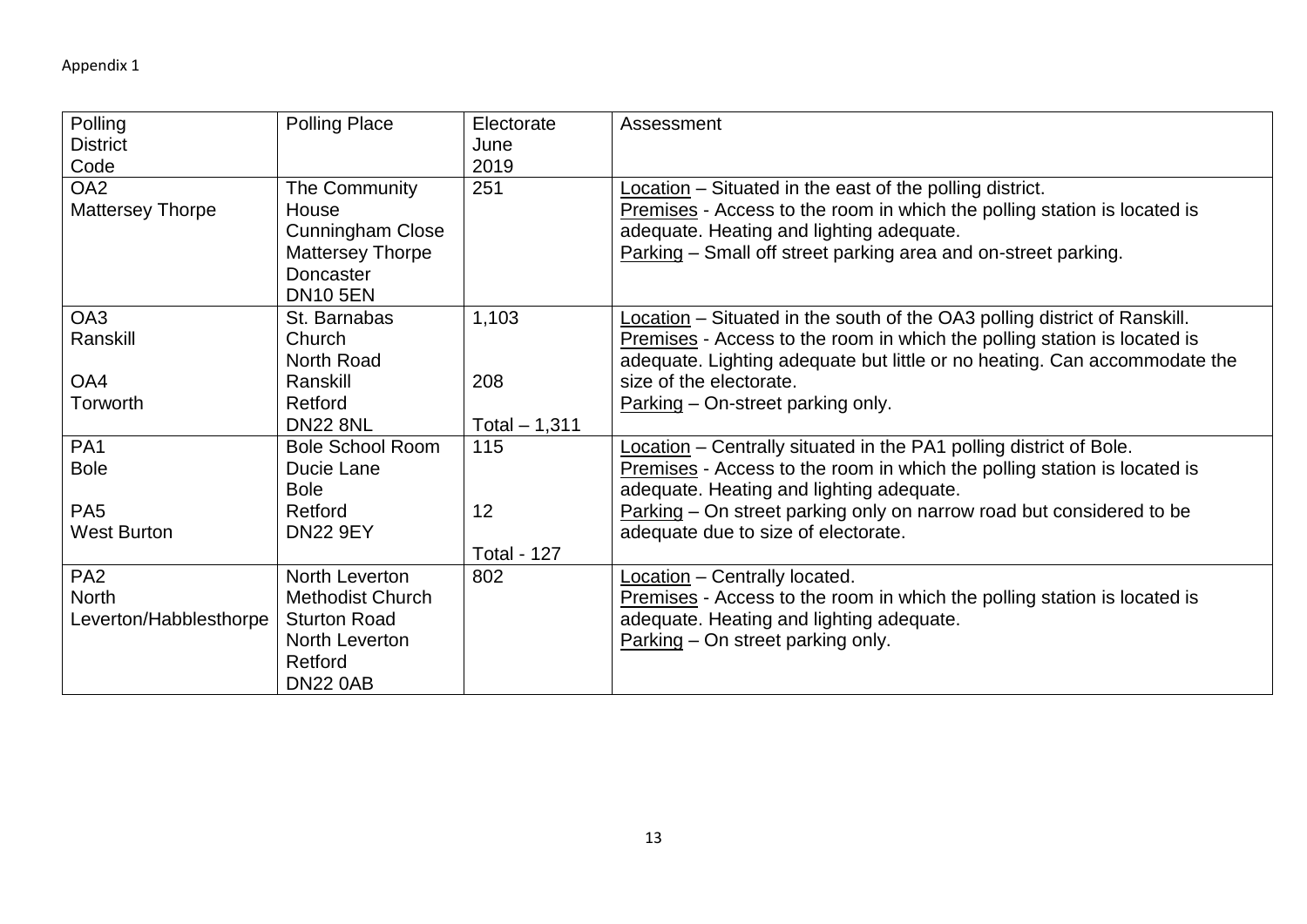Appendix 1

| Polling District Code | Polling Place | Electorate June 2019 | Assessment |
|---|---|---|---|
| OA2<br>Mattersey Thorpe | The Community House<br>Cunningham Close<br>Mattersey Thorpe<br>Doncaster<br>DN10 5EN | 251 | Location – Situated in the east of the polling district.<br>Premises - Access to the room in which the polling station is located is adequate. Heating and lighting adequate.<br>Parking – Small off street parking area and on-street parking. |
| OA3<br>Ranskill<br><br>OA4<br>Torworth | St. Barnabas Church<br>North Road<br>Ranskill<br>Retford<br>DN22 8NL | 1,103<br><br>208<br><br>Total – 1,311 | Location – Situated in the south of the OA3 polling district of Ranskill.<br>Premises - Access to the room in which the polling station is located is adequate. Lighting adequate but little or no heating. Can accommodate the size of the electorate.<br>Parking – On-street parking only. |
| PA1<br>Bole<br><br>PA5<br>West Burton | Bole School Room<br>Ducie Lane<br>Bole<br>Retford<br>DN22 9EY | 115<br><br>12<br><br>Total - 127 | Location – Centrally situated in the PA1 polling district of Bole.<br>Premises - Access to the room in which the polling station is located is adequate. Heating and lighting adequate.<br>Parking – On street parking only on narrow road but considered to be adequate due to size of electorate. |
| PA2<br>North Leverton/Habblesthorpe | North Leverton Methodist Church<br>Sturton Road<br>North Leverton<br>Retford<br>DN22 0AB | 802 | Location – Centrally located.<br>Premises - Access to the room in which the polling station is located is adequate. Heating and lighting adequate.<br>Parking – On street parking only. |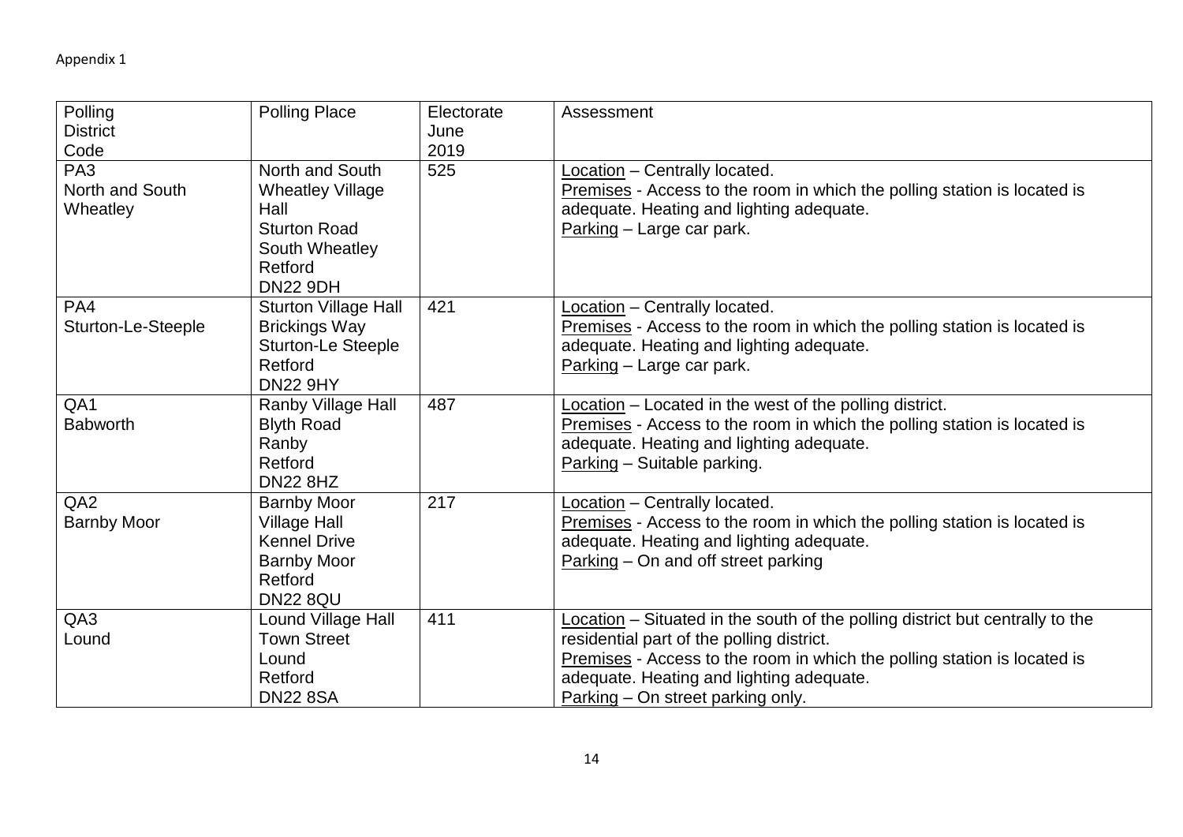Appendix 1

| Polling District Code | Polling Place | Electorate June 2019 | Assessment |
|---|---|---|---|
| PA3 North and South Wheatley | North and South Wheatley Village Hall Sturton Road South Wheatley Retford DN22 9DH | 525 | Location – Centrally located. Premises - Access to the room in which the polling station is located is adequate. Heating and lighting adequate. Parking – Large car park. |
| PA4 Sturton-Le-Steeple | Sturton Village Hall Brickings Way Sturton-Le Steeple Retford DN22 9HY | 421 | Location – Centrally located. Premises - Access to the room in which the polling station is located is adequate. Heating and lighting adequate. Parking – Large car park. |
| QA1 Babworth | Ranby Village Hall Blyth Road Ranby Retford DN22 8HZ | 487 | Location – Located in the west of the polling district. Premises - Access to the room in which the polling station is located is adequate. Heating and lighting adequate. Parking – Suitable parking. |
| QA2 Barnby Moor | Barnby Moor Village Hall Kennel Drive Barnby Moor Retford DN22 8QU | 217 | Location – Centrally located. Premises - Access to the room in which the polling station is located is adequate. Heating and lighting adequate. Parking – On and off street parking |
| QA3 Lound | Lound Village Hall Town Street Lound Retford DN22 8SA | 411 | Location – Situated in the south of the polling district but centrally to the residential part of the polling district. Premises - Access to the room in which the polling station is located is adequate. Heating and lighting adequate. Parking – On street parking only. |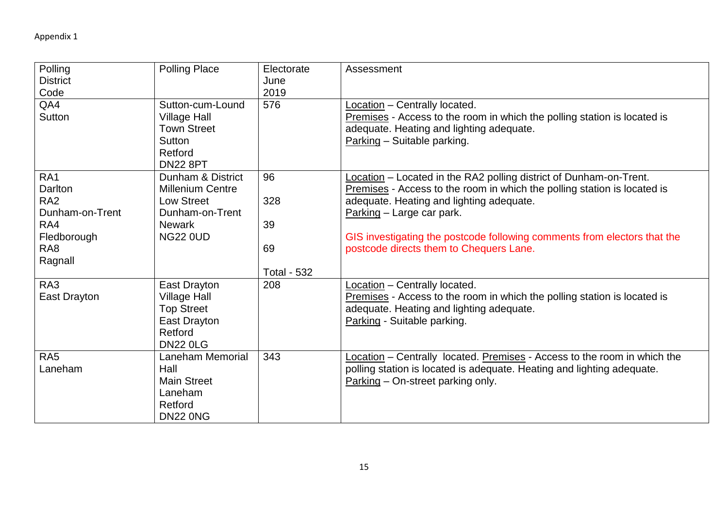Appendix 1

| Polling District Code | Polling Place | Electorate June 2019 | Assessment |
|---|---|---|---|
| QA4 Sutton | Sutton-cum-Lound Village Hall Town Street Sutton Retford DN22 8PT | 576 | Location – Centrally located. Premises - Access to the room in which the polling station is located is adequate. Heating and lighting adequate. Parking – Suitable parking. |
| RA1 Darlton RA2 Dunham-on-Trent RA4 Fledborough RA8 Ragnall | Dunham & District Millenium Centre Low Street Dunham-on-Trent Newark NG22 0UD | 96 328 39 69 Total - 532 | Location – Located in the RA2 polling district of Dunham-on-Trent. Premises - Access to the room in which the polling station is located is adequate. Heating and lighting adequate. Parking – Large car park. GIS investigating the postcode following comments from electors that the postcode directs them to Chequers Lane. |
| RA3 East Drayton | East Drayton Village Hall Top Street East Drayton Retford DN22 0LG | 208 | Location – Centrally located. Premises - Access to the room in which the polling station is located is adequate. Heating and lighting adequate. Parking - Suitable parking. |
| RA5 Laneham | Laneham Memorial Hall Main Street Laneham Retford DN22 0NG | 343 | Location – Centrally located. Premises - Access to the room in which the polling station is located is adequate. Heating and lighting adequate. Parking – On-street parking only. |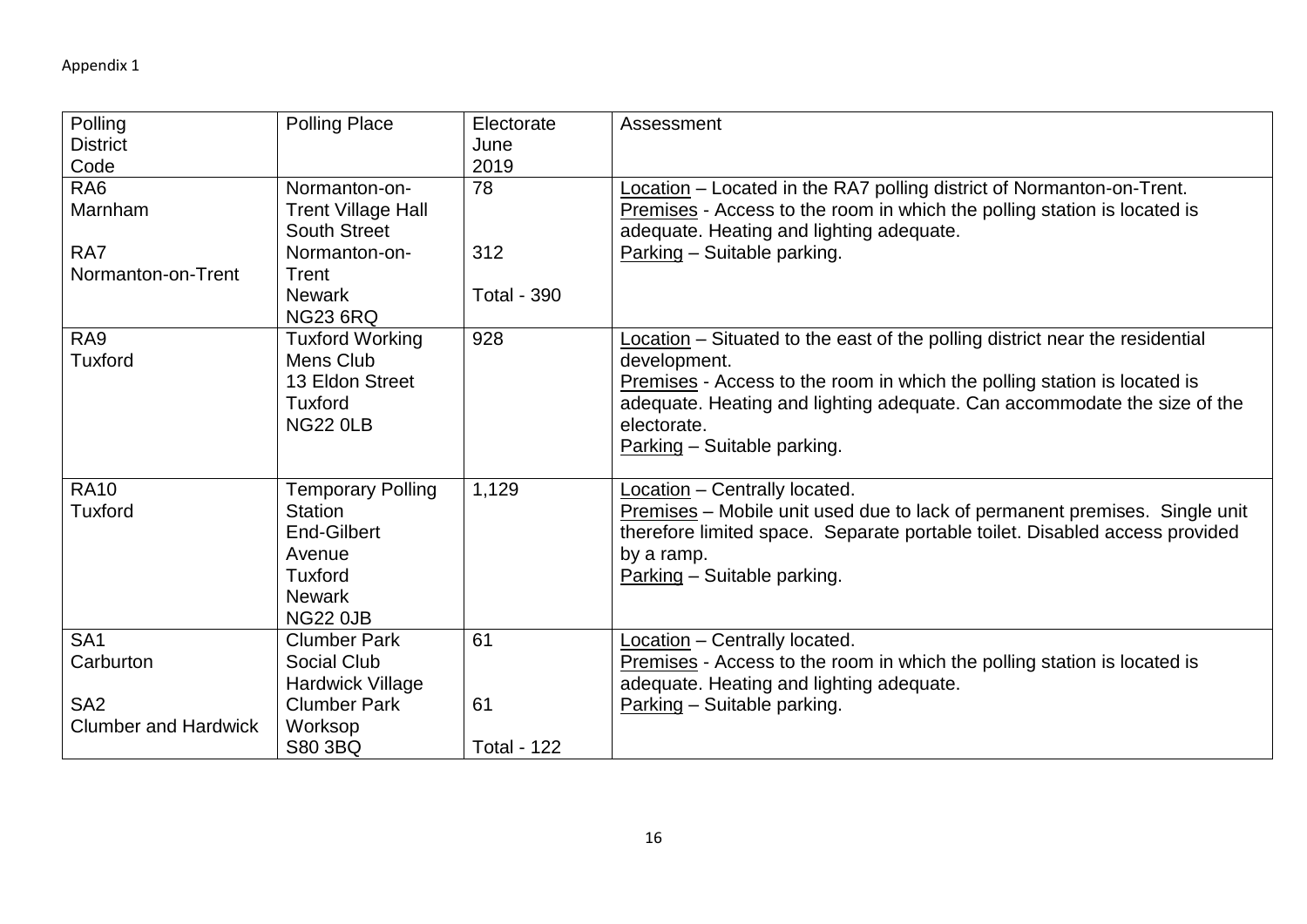Appendix 1

| Polling District Code | Polling Place | Electorate June 2019 | Assessment |
|---|---|---|---|
| RA6 Marnham<br><br>RA7 Normanton-on-Trent | Normanton-on-Trent Village Hall South Street Normanton-on-Trent Newark NG23 6RQ | 78<br><br>312<br><br>Total - 390 | <u>Location</u> – Located in the RA7 polling district of Normanton-on-Trent.<br><u>Premises</u> - Access to the room in which the polling station is located is adequate. Heating and lighting adequate.<br><u>Parking</u> – Suitable parking. |
| RA9 Tuxford | Tuxford Working Mens Club 13 Eldon Street Tuxford NG22 0LB | 928 | <u>Location</u> – Situated to the east of the polling district near the residential development.<br><u>Premises</u> - Access to the room in which the polling station is located is adequate. Heating and lighting adequate. Can accommodate the size of the electorate.<br><u>Parking</u> – Suitable parking. |
| RA10 Tuxford | Temporary Polling Station End-Gilbert Avenue Tuxford Newark NG22 0JB | 1,129 | <u>Location</u> – Centrally located.<br><u>Premises</u> – Mobile unit used due to lack of permanent premises. Single unit therefore limited space. Separate portable toilet. Disabled access provided by a ramp.<br><u>Parking</u> – Suitable parking. |
| SA1 Carburton<br><br>SA2 Clumber and Hardwick | Clumber Park Social Club Hardwick Village Clumber Park Worksop S80 3BQ | 61<br><br>61<br><br>Total - 122 | <u>Location</u> – Centrally located.<br><u>Premises</u> - Access to the room in which the polling station is located is adequate. Heating and lighting adequate.<br><u>Parking</u> – Suitable parking. |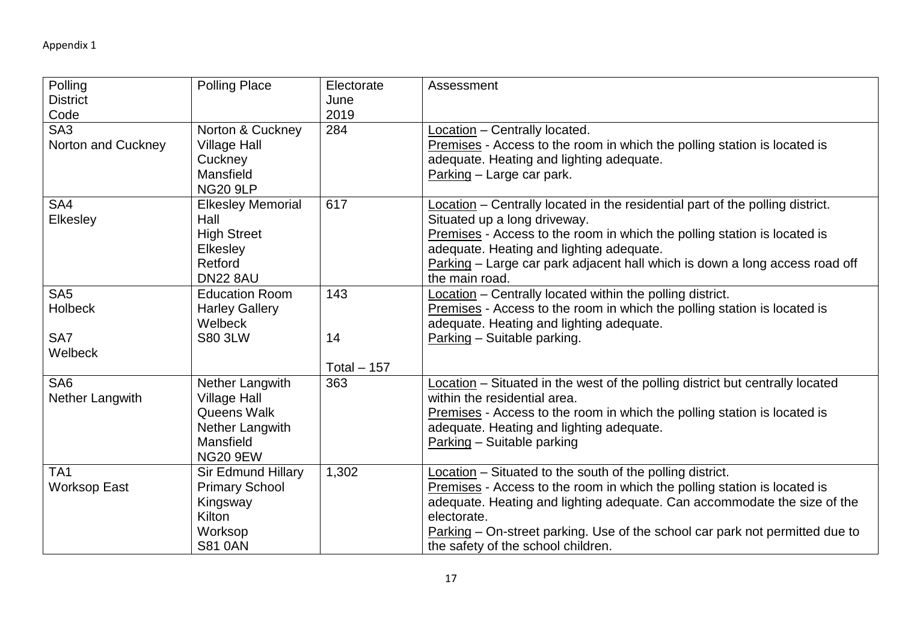Appendix 1

| Polling District Code | Polling Place | Electorate June 2019 | Assessment |
|---|---|---|---|
| SA3<br>Norton and Cuckney | Norton & Cuckney Village Hall<br>Cuckney<br>Mansfield<br>NG20 9LP | 284 | <u>Location</u> – Centrally located.<br><u>Premises</u> - Access to the room in which the polling station is located is adequate. Heating and lighting adequate.<br><u>Parking</u> – Large car park. |
| SA4<br>Elkesley | Elkesley Memorial Hall<br>High Street<br>Elkesley<br>Retford<br>DN22 8AU | 617 | <u>Location</u> – Centrally located in the residential part of the polling district. Situated up a long driveway.<br><u>Premises</u> - Access to the room in which the polling station is located is adequate. Heating and lighting adequate.<br><u>Parking</u> – Large car park adjacent hall which is down a long access road off the main road. |
| SA5<br>Holbeck<br><br>SA7<br>Welbeck | Education Room<br>Harley Gallery<br>Welbeck<br>S80 3LW | 143<br><br>14<br><br>Total – 157 | <u>Location</u> – Centrally located within the polling district.<br><u>Premises</u> - Access to the room in which the polling station is located is adequate. Heating and lighting adequate.<br><u>Parking</u> – Suitable parking. |
| SA6<br>Nether Langwith | Nether Langwith Village Hall<br>Queens Walk<br>Nether Langwith<br>Mansfield<br>NG20 9EW | 363 | <u>Location</u> – Situated in the west of the polling district but centrally located within the residential area.<br><u>Premises</u> - Access to the room in which the polling station is located is adequate. Heating and lighting adequate.<br><u>Parking</u> – Suitable parking |
| TA1<br>Worksop East | Sir Edmund Hillary Primary School<br>Kingsway<br>Kilton<br>Worksop<br>S81 0AN | 1,302 | <u>Location</u> – Situated to the south of the polling district.<br><u>Premises</u> - Access to the room in which the polling station is located is adequate. Heating and lighting adequate. Can accommodate the size of the electorate.<br><u>Parking</u> – On-street parking. Use of the school car park not permitted due to the safety of the school children. |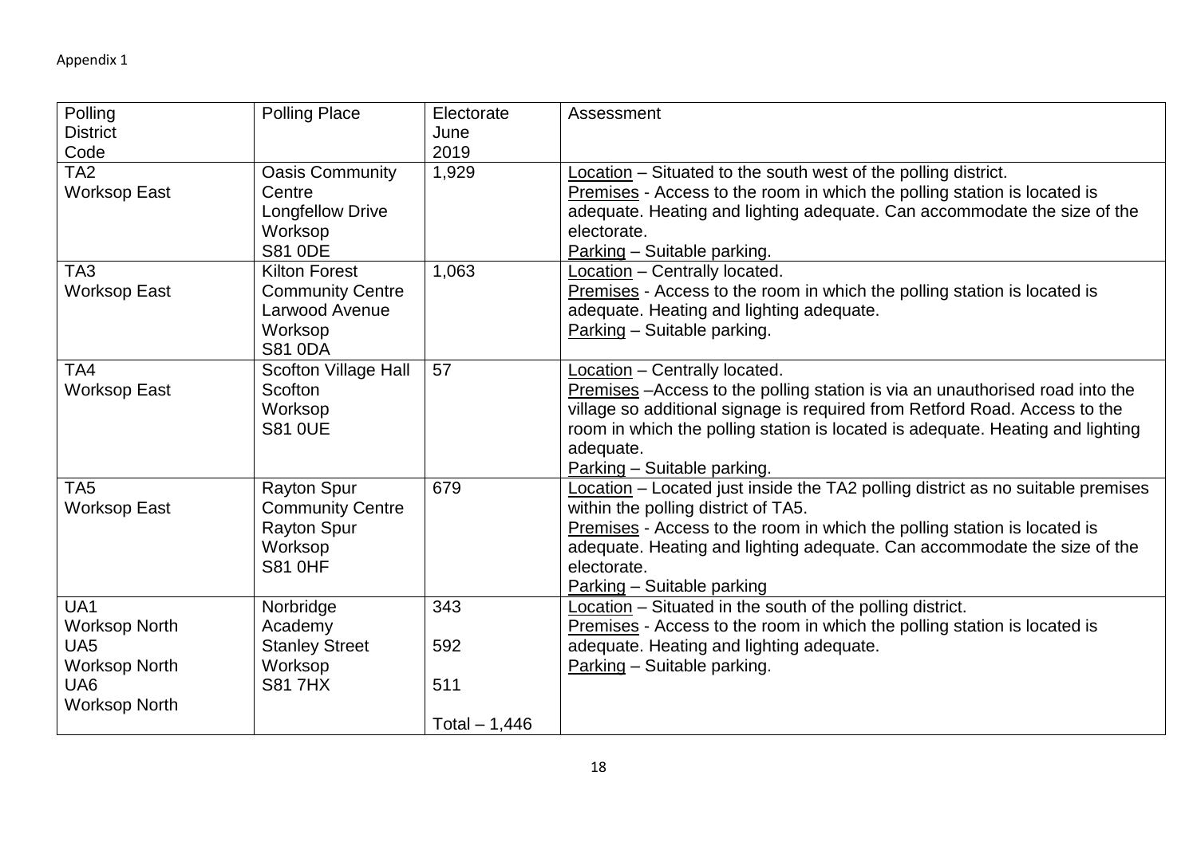Appendix 1

| Polling District Code | Polling Place | Electorate June 2019 | Assessment |
| --- | --- | --- | --- |
| TA2<br>Worksop East | Oasis Community Centre<br>Longfellow Drive<br>Worksop<br>S81 0DE | 1,929 | Location – Situated to the south west of the polling district.<br>Premises - Access to the room in which the polling station is located is adequate. Heating and lighting adequate. Can accommodate the size of the electorate.<br>Parking – Suitable parking. |
| TA3<br>Worksop East | Kilton Forest Community Centre<br>Larwood Avenue<br>Worksop<br>S81 0DA | 1,063 | Location – Centrally located.<br>Premises - Access to the room in which the polling station is located is adequate. Heating and lighting adequate.<br>Parking – Suitable parking. |
| TA4<br>Worksop East | Scofton Village Hall<br>Scofton<br>Worksop<br>S81 0UE | 57 | Location – Centrally located.<br>Premises –Access to the polling station is via an unauthorised road into the village so additional signage is required from Retford Road. Access to the room in which the polling station is located is adequate. Heating and lighting adequate.<br>Parking – Suitable parking. |
| TA5<br>Worksop East | Rayton Spur Community Centre<br>Rayton Spur<br>Worksop<br>S81 0HF | 679 | Location – Located just inside the TA2 polling district as no suitable premises within the polling district of TA5.<br>Premises - Access to the room in which the polling station is located is adequate. Heating and lighting adequate. Can accommodate the size of the electorate.<br>Parking – Suitable parking |
| UA1<br>Worksop North<br>UA5<br>Worksop North<br>UA6<br>Worksop North | Norbridge Academy<br>Stanley Street<br>Worksop<br>S81 7HX | 343<br><br>592<br><br>511<br><br>Total – 1,446 | Location – Situated in the south of the polling district.<br>Premises - Access to the room in which the polling station is located is adequate. Heating and lighting adequate.<br>Parking – Suitable parking. |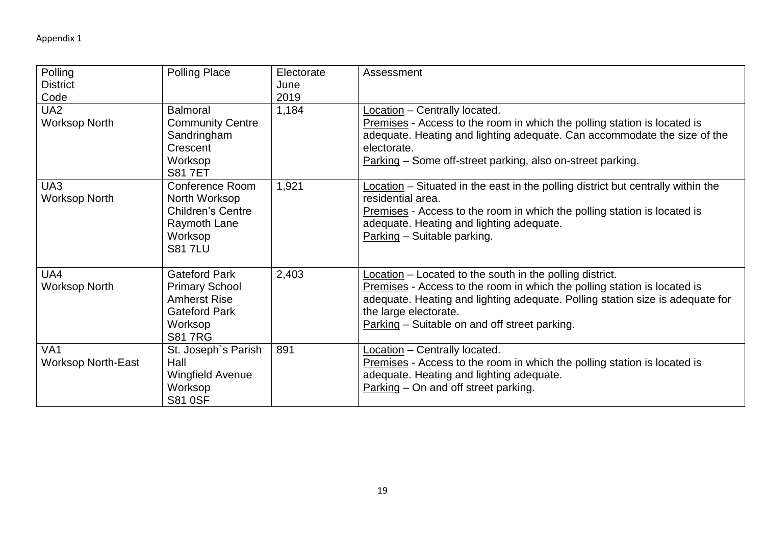Appendix 1

| Polling District Code | Polling Place | Electorate June 2019 | Assessment |
|---|---|---|---|
| UA2 Worksop North | Balmoral Community Centre Sandringham Crescent Worksop S81 7ET | 1,184 | Location – Centrally located.<br>Premises - Access to the room in which the polling station is located is adequate. Heating and lighting adequate. Can accommodate the size of the electorate.<br>Parking – Some off-street parking, also on-street parking. |
| UA3 Worksop North | Conference Room North Worksop Children's Centre Raymoth Lane Worksop S81 7LU | 1,921 | Location – Situated in the east in the polling district but centrally within the residential area.<br>Premises - Access to the room in which the polling station is located is adequate. Heating and lighting adequate.<br>Parking – Suitable parking. |
| UA4 Worksop North | Gateford Park Primary School Amherst Rise Gateford Park Worksop S81 7RG | 2,403 | Location – Located to the south in the polling district.<br>Premises - Access to the room in which the polling station is located is adequate. Heating and lighting adequate. Polling station size is adequate for the large electorate.<br>Parking – Suitable on and off street parking. |
| VA1 Worksop North-East | St. Joseph`s Parish Hall Wingfield Avenue Worksop S81 0SF | 891 | Location – Centrally located.<br>Premises - Access to the room in which the polling station is located is adequate. Heating and lighting adequate.<br>Parking – On and off street parking. |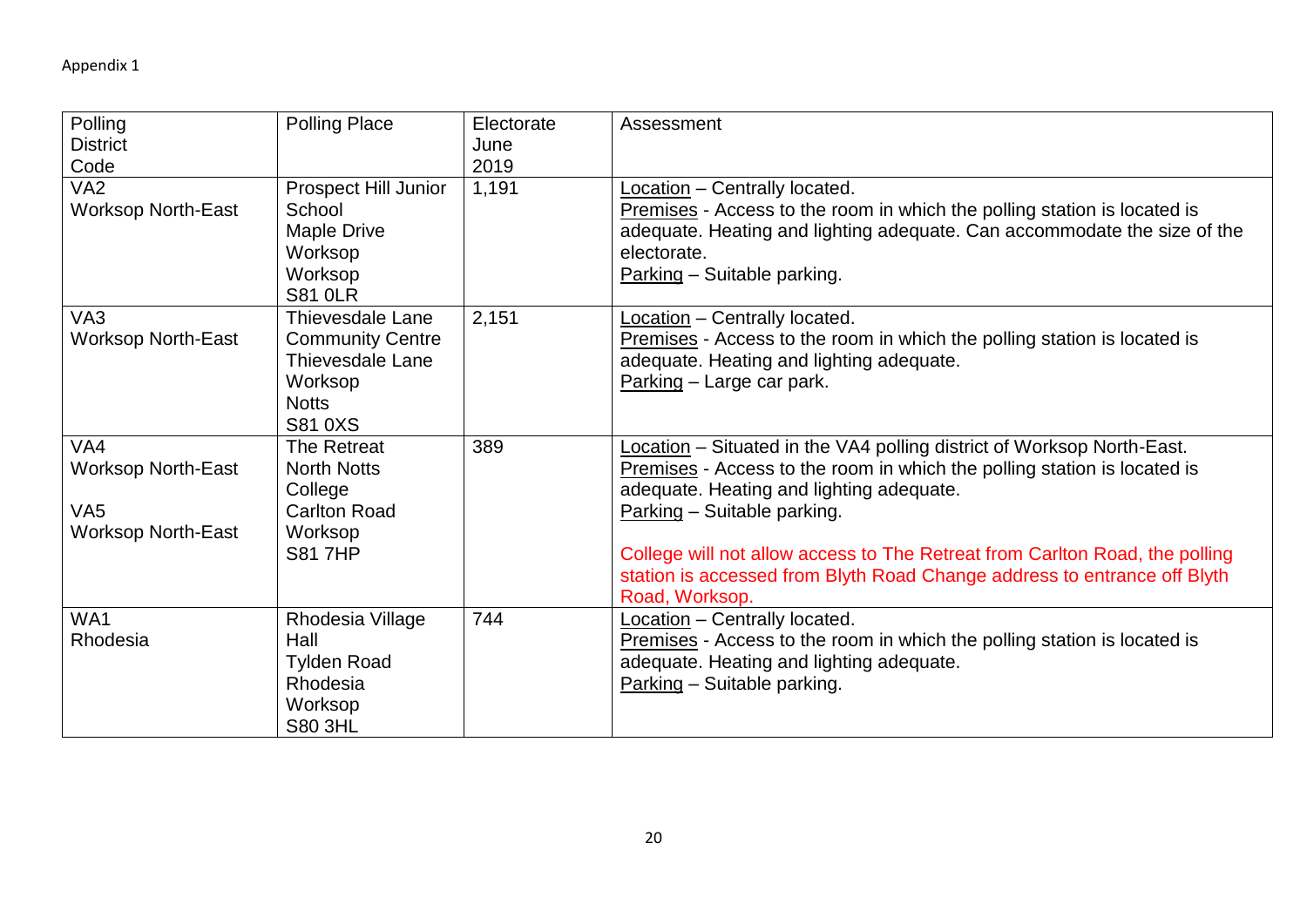Appendix 1

| Polling District Code | Polling Place | Electorate June 2019 | Assessment |
|---|---|---|---|
| VA2<br>Worksop North-East | Prospect Hill Junior School<br>Maple Drive<br>Worksop<br>Worksop<br>S81 0LR | 1,191 | Location – Centrally located.<br>Premises - Access to the room in which the polling station is located is adequate. Heating and lighting adequate. Can accommodate the size of the electorate.<br>Parking – Suitable parking. |
| VA3<br>Worksop North-East | Thievesdale Lane Community Centre<br>Thievesdale Lane<br>Worksop<br>Notts<br>S81 0XS | 2,151 | Location – Centrally located.<br>Premises - Access to the room in which the polling station is located is adequate. Heating and lighting adequate.<br>Parking – Large car park. |
| VA4<br>Worksop North-East<br><br>VA5<br>Worksop North-East | The Retreat<br>North Notts College<br>Carlton Road<br>Worksop<br>S81 7HP | 389 | Location – Situated in the VA4 polling district of Worksop North-East.<br>Premises - Access to the room in which the polling station is located is adequate. Heating and lighting adequate.<br>Parking – Suitable parking.<br><br>College will not allow access to The Retreat from Carlton Road, the polling station is accessed from Blyth Road Change address to entrance off Blyth Road, Worksop. |
| WA1<br>Rhodesia | Rhodesia Village Hall<br>Tylden Road<br>Rhodesia<br>Worksop<br>S80 3HL | 744 | Location – Centrally located.<br>Premises - Access to the room in which the polling station is located is adequate. Heating and lighting adequate.<br>Parking – Suitable parking. |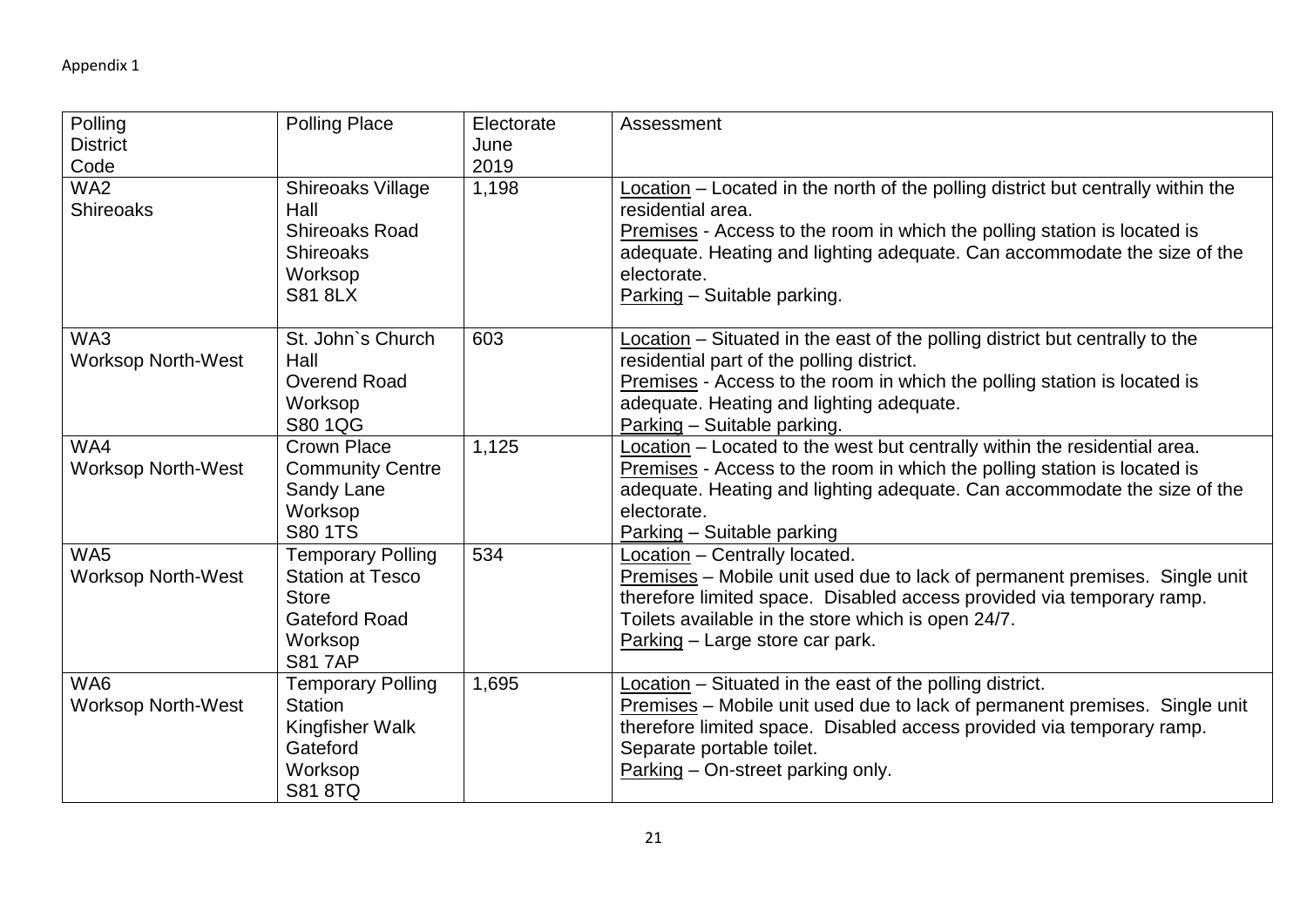Appendix 1

| Polling District Code | Polling Place | Electorate June 2019 | Assessment |
|---|---|---|---|
| WA2<br>Shireoaks | Shireoaks Village Hall<br>Shireoaks Road<br>Shireoaks<br>Worksop<br>S81 8LX | 1,198 | Location – Located in the north of the polling district but centrally within the residential area.<br>Premises - Access to the room in which the polling station is located is adequate. Heating and lighting adequate. Can accommodate the size of the electorate.<br>Parking – Suitable parking. |
| WA3<br>Worksop North-West | St. John`s Church Hall<br>Overend Road<br>Worksop<br>S80 1QG | 603 | Location – Situated in the east of the polling district but centrally to the residential part of the polling district.<br>Premises - Access to the room in which the polling station is located is adequate. Heating and lighting adequate.<br>Parking – Suitable parking. |
| WA4<br>Worksop North-West | Crown Place Community Centre<br>Sandy Lane<br>Worksop<br>S80 1TS | 1,125 | Location – Located to the west but centrally within the residential area.<br>Premises - Access to the room in which the polling station is located is adequate. Heating and lighting adequate. Can accommodate the size of the electorate.<br>Parking – Suitable parking |
| WA5<br>Worksop North-West | Temporary Polling Station at Tesco Store<br>Gateford Road<br>Worksop<br>S81 7AP | 534 | Location – Centrally located.<br>Premises – Mobile unit used due to lack of permanent premises. Single unit therefore limited space. Disabled access provided via temporary ramp. Toilets available in the store which is open 24/7.<br>Parking – Large store car park. |
| WA6<br>Worksop North-West | Temporary Polling Station<br>Kingfisher Walk<br>Gateford<br>Worksop<br>S81 8TQ | 1,695 | Location – Situated in the east of the polling district.<br>Premises – Mobile unit used due to lack of permanent premises. Single unit therefore limited space. Disabled access provided via temporary ramp. Separate portable toilet.<br>Parking – On-street parking only. |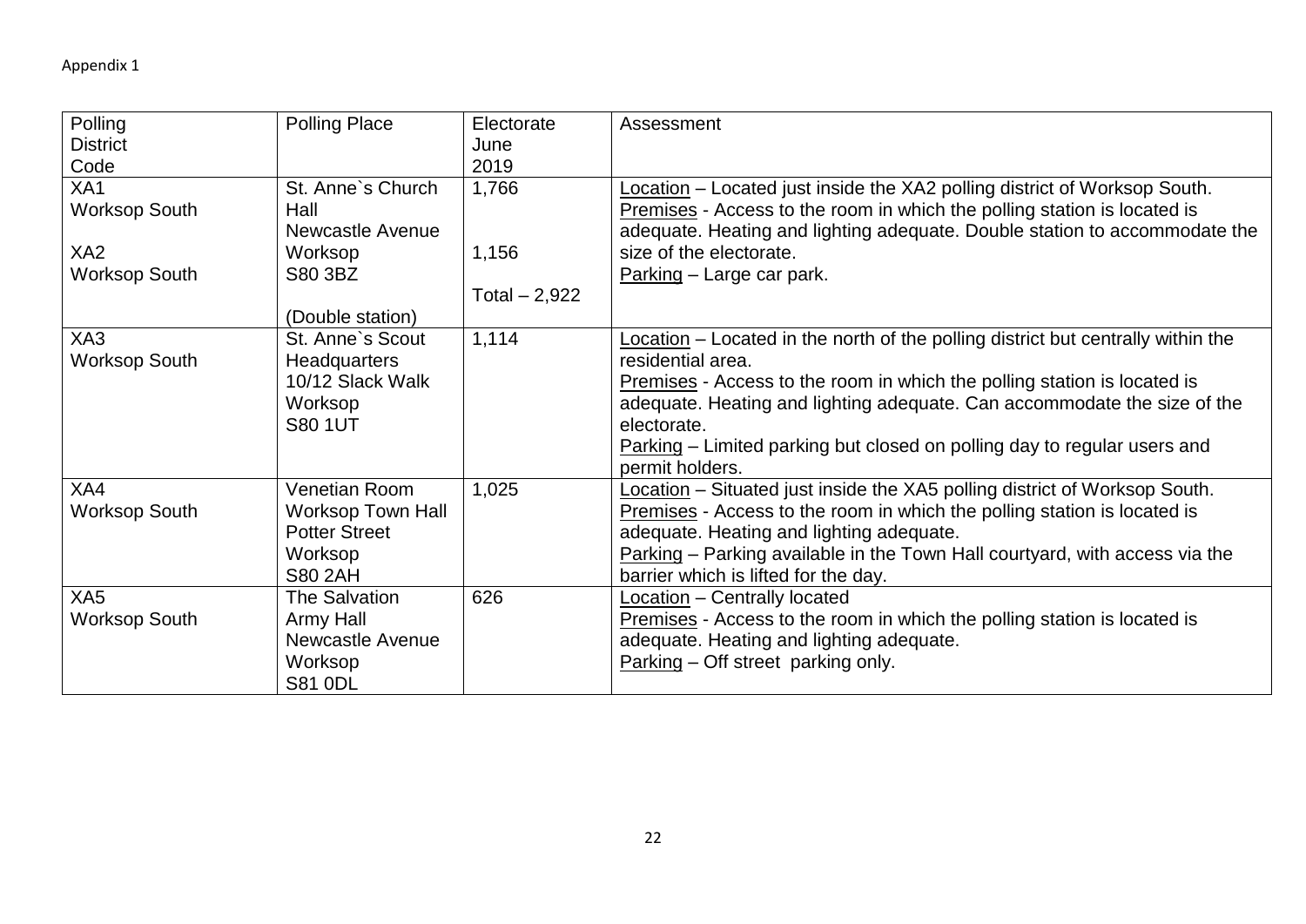Appendix 1

| Polling District Code | Polling Place | Electorate June 2019 | Assessment |
|---|---|---|---|
| XA1 Worksop South<br><br>XA2 Worksop South | St. Anne`s Church Hall<br>Newcastle Avenue<br>Worksop<br>S80 3BZ<br><br>(Double station) | 1,766<br><br>1,156<br><br>Total – 2,922 | Location – Located just inside the XA2 polling district of Worksop South.<br>Premises - Access to the room in which the polling station is located is adequate. Heating and lighting adequate. Double station to accommodate the size of the electorate.<br>Parking – Large car park. |
| XA3 Worksop South | St. Anne`s Scout Headquarters<br>10/12 Slack Walk<br>Worksop<br>S80 1UT | 1,114 | Location – Located in the north of the polling district but centrally within the residential area.<br>Premises - Access to the room in which the polling station is located is adequate. Heating and lighting adequate. Can accommodate the size of the electorate.<br>Parking – Limited parking but closed on polling day to regular users and permit holders. |
| XA4 Worksop South | Venetian Room<br>Worksop Town Hall<br>Potter Street<br>Worksop<br>S80 2AH | 1,025 | Location – Situated just inside the XA5 polling district of Worksop South.<br>Premises - Access to the room in which the polling station is located is adequate. Heating and lighting adequate.<br>Parking – Parking available in the Town Hall courtyard, with access via the barrier which is lifted for the day. |
| XA5 Worksop South | The Salvation Army Hall<br>Newcastle Avenue<br>Worksop<br>S81 0DL | 626 | Location – Centrally located<br>Premises - Access to the room in which the polling station is located is adequate. Heating and lighting adequate.<br>Parking – Off street parking only. |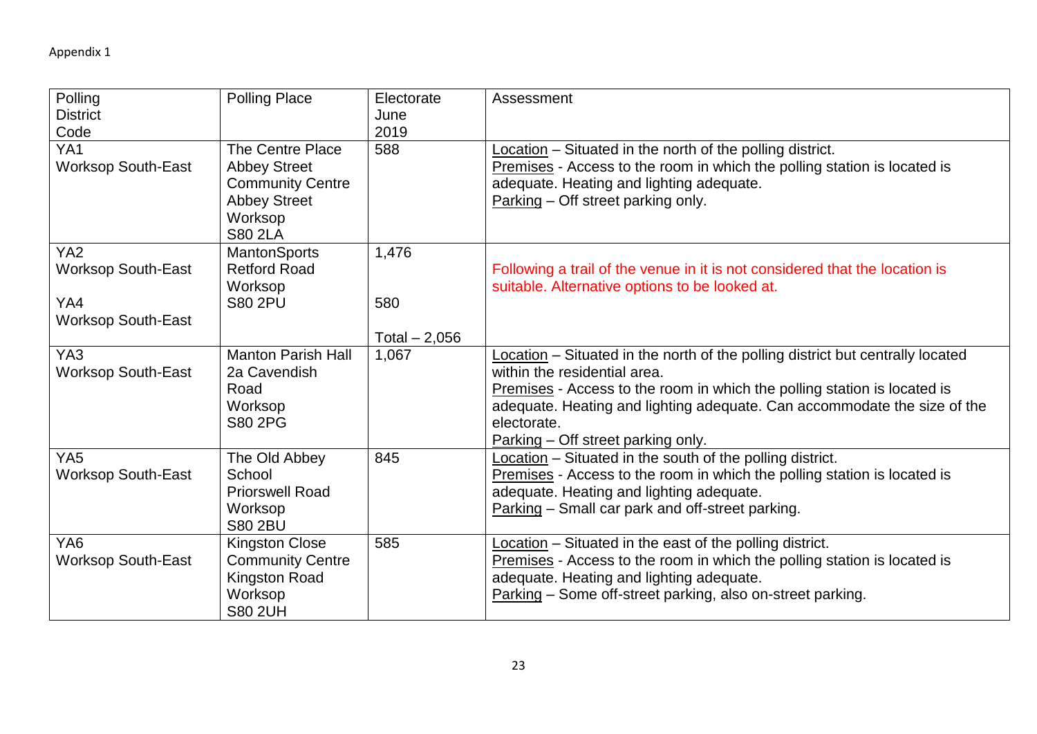Appendix 1

| Polling District Code | Polling Place | Electorate June 2019 | Assessment |
|---|---|---|---|
| YA1<br>Worksop South-East | The Centre Place<br>Abbey Street Community Centre<br>Abbey Street<br>Worksop<br>S80 2LA | 588 | <u>Location</u> – Situated in the north of the polling district.<br><u>Premises</u> - Access to the room in which the polling station is located is adequate. Heating and lighting adequate.<br><u>Parking</u> – Off street parking only. |
| YA2<br>Worksop South-East<br><br>YA4<br>Worksop South-East | MantonSports<br>Retford Road<br>Worksop<br>S80 2PU | 1,476<br><br>580<br><br>Total – 2,056 | Following a trail of the venue in it is not considered that the location is suitable. Alternative options to be looked at. |
| YA3<br>Worksop South-East | Manton Parish Hall<br>2a Cavendish Road<br>Worksop<br>S80 2PG | 1,067 | <u>Location</u> – Situated in the north of the polling district but centrally located within the residential area.<br><u>Premises</u> - Access to the room in which the polling station is located is adequate. Heating and lighting adequate. Can accommodate the size of the electorate.<br><u>Parking</u> – Off street parking only. |
| YA5<br>Worksop South-East | The Old Abbey School<br>Priorswell Road<br>Worksop<br>S80 2BU | 845 | <u>Location</u> – Situated in the south of the polling district.<br><u>Premises</u> - Access to the room in which the polling station is located is adequate. Heating and lighting adequate.<br><u>Parking</u> – Small car park and off-street parking. |
| YA6<br>Worksop South-East | Kingston Close Community Centre<br>Kingston Road<br>Worksop<br>S80 2UH | 585 | <u>Location</u> – Situated in the east of the polling district.<br><u>Premises</u> - Access to the room in which the polling station is located is adequate. Heating and lighting adequate.<br><u>Parking</u> – Some off-street parking, also on-street parking. |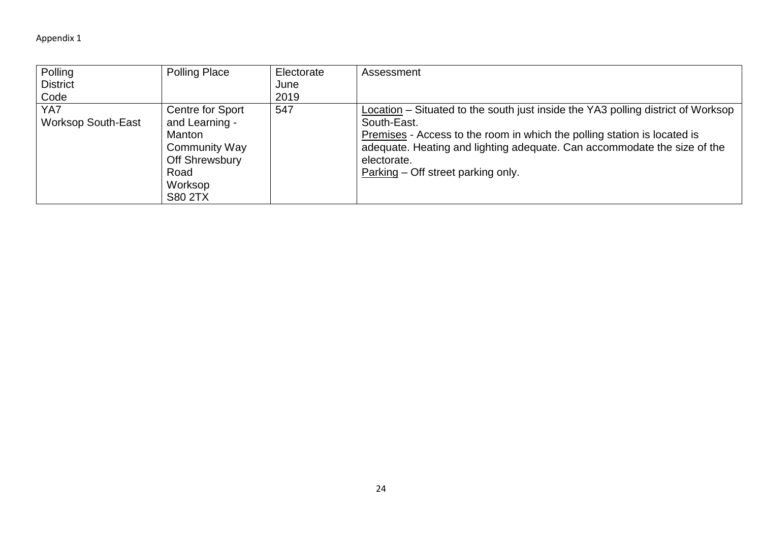Appendix 1

| Polling District Code | Polling Place | Electorate June 2019 | Assessment |
|---|---|---|---|
| YA7 Worksop South-East | Centre for Sport and Learning - Manton Community Way Off Shrewsbury Road Worksop S80 2TX | 547 | Location – Situated to the south just inside the YA3 polling district of Worksop South-East. Premises - Access to the room in which the polling station is located is adequate. Heating and lighting adequate. Can accommodate the size of the electorate. Parking – Off street parking only. |